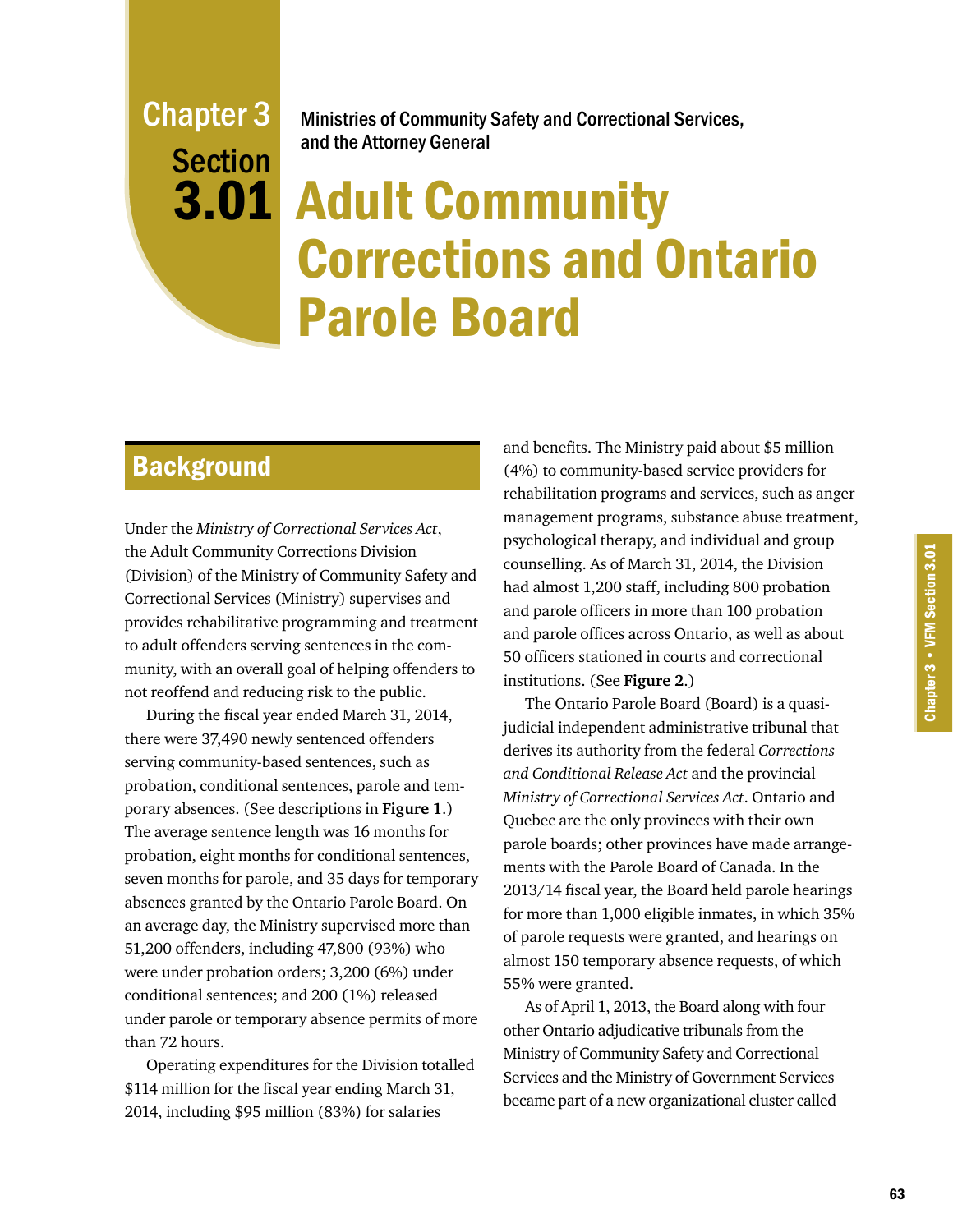# Chapter 3 Section 3.01

Ministries of Community Safety and Correctional Services, and the Attorney General

# Adult Community Corrections and Ontario Parole Board

## Background

Under the *Ministry of Correctional Services Act*, the Adult Community Corrections Division (Division) of the Ministry of Community Safety and Correctional Services (Ministry) supervises and provides rehabilitative programming and treatment to adult offenders serving sentences in the community, with an overall goal of helping offenders to not reoffend and reducing risk to the public.

During the fiscal year ended March 31, 2014, there were 37,490 newly sentenced offenders serving community-based sentences, such as probation, conditional sentences, parole and temporary absences. (See descriptions in **Figure 1**.) The average sentence length was 16 months for probation, eight months for conditional sentences, seven months for parole, and 35 days for temporary absences granted by the Ontario Parole Board. On an average day, the Ministry supervised more than 51,200 offenders, including 47,800 (93%) who were under probation orders; 3,200 (6%) under conditional sentences; and 200 (1%) released under parole or temporary absence permits of more than 72 hours.

Operating expenditures for the Division totalled $114 million for the fiscal year ending March 31, 2014, including $95 million (83%) for salaries and benefits. The Ministry paid about $5 million (4%) to community-based service providers for rehabilitation programs and services, such as anger management programs, substance abuse treatment, psychological therapy, and individual and group counselling. As of March 31, 2014, the Division had almost 1,200 staff, including 800 probation and parole officers in more than 100 probation and parole offices across Ontario, as well as about 50 officers stationed in courts and correctional institutions. (See **Figure 2**.)

The Ontario Parole Board (Board) is a quasi-judicial independent administrative tribunal that derives its authority from the federal *Corrections and Conditional Release Act* and the provincial *Ministry of Correctional Services Act*. Ontario and Quebec are the only provinces with their own parole boards; other provinces have made arrangements with the Parole Board of Canada. In the 2013/14 fiscal year, the Board held parole hearings for more than 1,000 eligible inmates, in which 35% of parole requests were granted, and hearings on almost 150 temporary absence requests, of which 55% were granted.

As of April 1, 2013, the Board along with four other Ontario adjudicative tribunals from the Ministry of Community Safety and Correctional Services and the Ministry of Government Services became part of a new organizational cluster called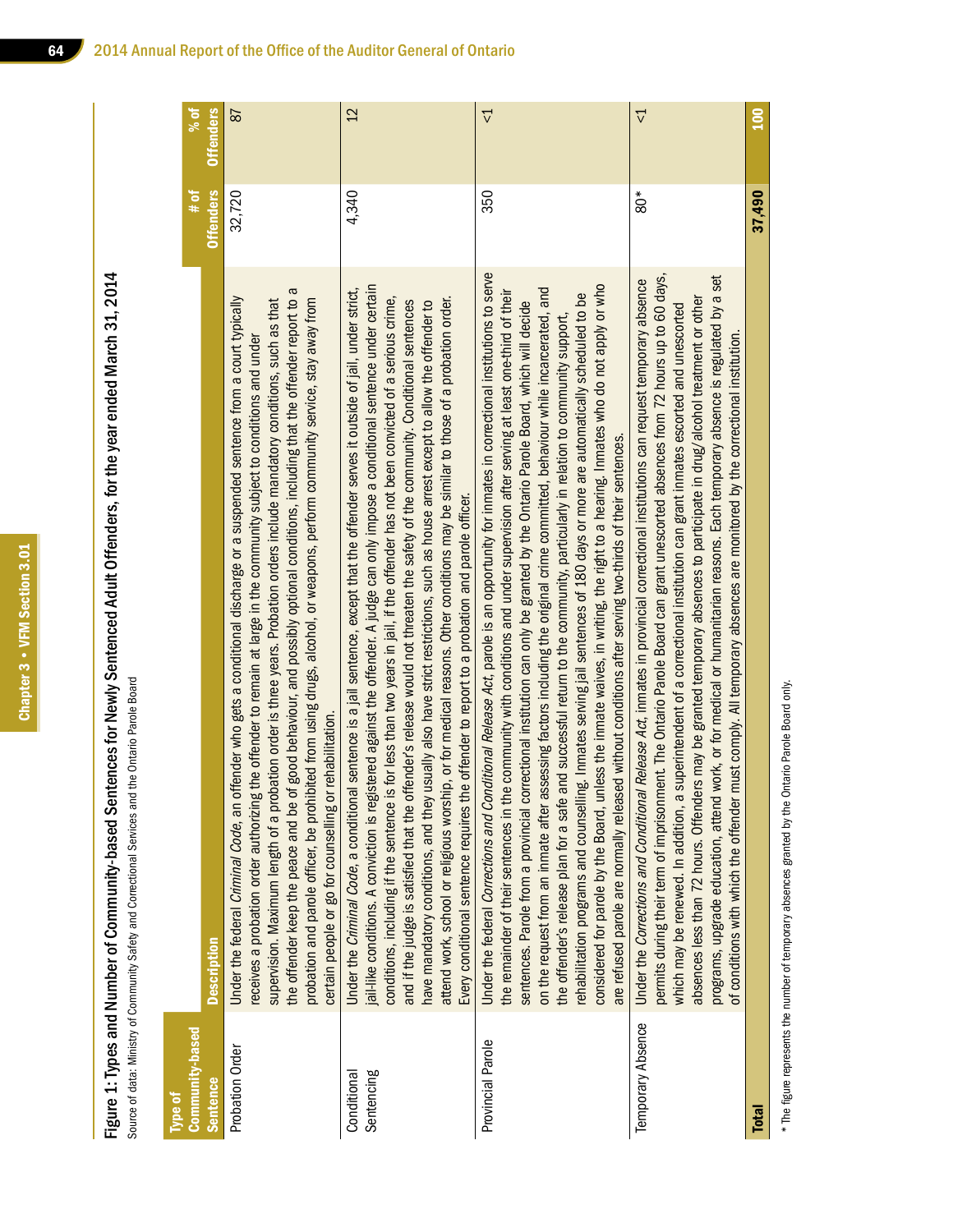Figure 1: Types and Number of Community-based Sentences for Newly Sentenced Adult Offenders, for the year ended March 31, 2014

Source of data: Ministry of Community Safety and Correctional Services and the Ontario Parole Board

| Type of Community-based Sentence | Description | # of Offenders | % of Offenders |
|---|---|---|---|
| Probation Order | Under the federal *Criminal Code*, an offender who gets a conditional discharge or a suspended sentence from a court typically receives a probation order authorizing the offender to remain at large in the community subject to conditions and under supervision. Maximum length of a probation order is three years. Probation orders include mandatory conditions, such as that the offender keep the peace and be of good behaviour, and possibly optional conditions, including that the offender report to a probation and parole officer, be prohibited from using drugs, alcohol, or weapons, perform community service, stay away from certain people or go for counselling or rehabilitation. | 32,720 | 87 |
| Conditional Sentencing | Under the *Criminal Code*, a conditional sentence is a jail sentence, except that the offender serves it outside of jail, under strict, jail-like conditions. A conviction is registered against the offender. A judge can only impose a conditional sentence under certain conditions, including if the sentence is for less than two years in jail, if the offender has not been convicted of a serious crime, and if the judge is satisfied that the offender's release would not threaten the safety of the community. Conditional sentences have mandatory conditions, and they usually also have strict restrictions, such as house arrest except to allow the offender to attend work, school or religious worship, or for medical reasons. Other conditions may be similar to those of a probation order. Every conditional sentence requires the offender to report to a probation and parole officer. | 4,340 | 12 |
| Provincial Parole | Under the federal *Corrections and Conditional Release Act*, parole is an opportunity for inmates in correctional institutions to serve the remainder of their sentences in the community with conditions and under supervision after serving at least one-third of their sentences. Parole from a provincial correctional institution can only be granted by the Ontario Parole Board, which will decide on the request from an inmate after assessing factors including the original crime committed, behaviour while incarcerated, and the offender's release plan for a safe and successful return to the community, particularly in relation to community support, rehabilitation programs and counselling. Inmates serving jail sentences of 180 days or more are automatically scheduled to be considered for parole by the Board, unless the inmate waives, in writing, the right to a hearing. Inmates who do not apply or who are refused parole are normally released without conditions after serving two-thirds of their sentences. | 350 | <1 |
| Temporary Absence | Under the *Corrections and Conditional Release Act*, inmates in provincial correctional institutions can request temporary absence permits during their term of imprisonment. The Ontario Parole Board can grant unescorted absences from 72 hours up to 60 days, which may be renewed. In addition, a superintendent of a correctional institution can grant inmates escorted and unescorted absences less than 72 hours. Offenders may be granted temporary absences to participate in drug/alcohol treatment or other programs, upgrade education, attend work, or for medical or humanitarian reasons. Each temporary absence is regulated by a set of conditions with which the offender must comply. All temporary absences are monitored by the correctional institution. | 80* | <1 |
| **Total** | | **37,490** | **100** |

* The figure represents the number of temporary absences granted by the Ontario Parole Board only.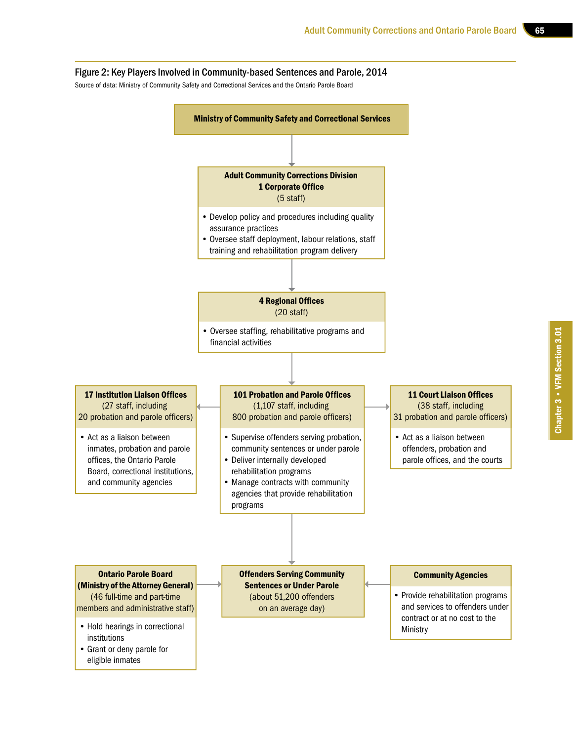### Figure 2: Key Players Involved in Community-based Sentences and Parole, 2014

Source of data: Ministry of Community Safety and Correctional Services and the Ontario Parole Board

**Ministry of Community Safety and Correctional Services**

↓

**Adult Community Corrections Division**
**1 Corporate Office**
(5 staff)

- Develop policy and procedures including quality assurance practices
- Oversee staff deployment, labour relations, staff training and rehabilitation program delivery

↓

**4 Regional Offices**
(20 staff)

- Oversee staffing, rehabilitative programs and financial activities

↓

**101 Probation and Parole Offices**
(1,107 staff, including 800 probation and parole officers)

- Supervise offenders serving probation, community sentences or under parole
- Deliver internally developed rehabilitation programs
- Manage contracts with community agencies that provide rehabilitation programs

**17 Institution Liaison Offices**
(27 staff, including 20 probation and parole officers)

- Act as a liaison between inmates, probation and parole offices, the Ontario Parole Board, correctional institutions, and community agencies

**11 Court Liaison Offices**
(38 staff, including 31 probation and parole officers)

- Act as a liaison between offenders, probation and parole offices, and the courts

↓

**Offenders Serving Community Sentences or Under Parole**
(about 51,200 offenders on an average day)

**Ontario Parole Board (Ministry of the Attorney General)**
(46 full-time and part-time members and administrative staff)

- Hold hearings in correctional institutions
- Grant or deny parole for eligible inmates

**Community Agencies**

- Provide rehabilitation programs and services to offenders under contract or at no cost to the Ministry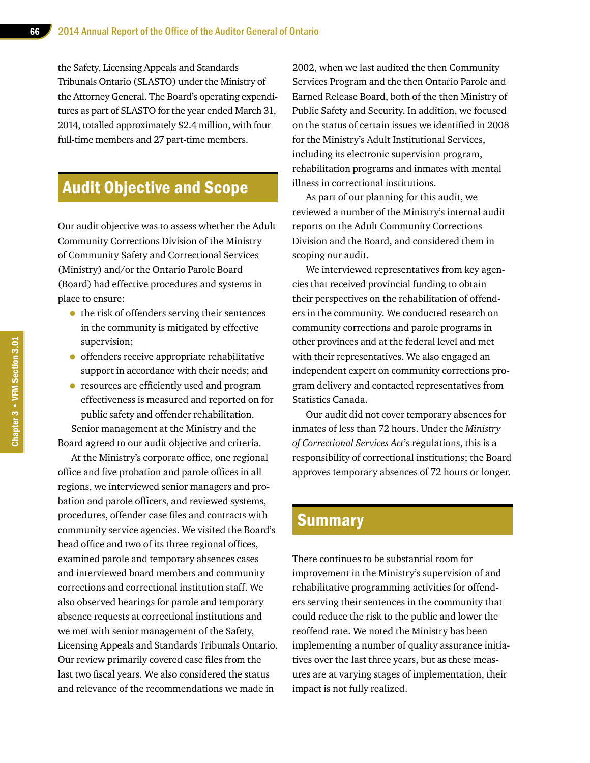the Safety, Licensing Appeals and Standards Tribunals Ontario (SLASTO) under the Ministry of the Attorney General. The Board's operating expenditures as part of SLASTO for the year ended March 31, 2014, totalled approximately $2.4 million, with four full-time members and 27 part-time members.

## Audit Objective and Scope

Our audit objective was to assess whether the Adult Community Corrections Division of the Ministry of Community Safety and Correctional Services (Ministry) and/or the Ontario Parole Board (Board) had effective procedures and systems in place to ensure:

- the risk of offenders serving their sentences in the community is mitigated by effective supervision;
- offenders receive appropriate rehabilitative support in accordance with their needs; and
- resources are efficiently used and program effectiveness is measured and reported on for public safety and offender rehabilitation.

Senior management at the Ministry and the Board agreed to our audit objective and criteria.

At the Ministry's corporate office, one regional office and five probation and parole offices in all regions, we interviewed senior managers and probation and parole officers, and reviewed systems, procedures, offender case files and contracts with community service agencies. We visited the Board's head office and two of its three regional offices, examined parole and temporary absences cases and interviewed board members and community corrections and correctional institution staff. We also observed hearings for parole and temporary absence requests at correctional institutions and we met with senior management of the Safety, Licensing Appeals and Standards Tribunals Ontario. Our review primarily covered case files from the last two fiscal years. We also considered the status and relevance of the recommendations we made in 2002, when we last audited the then Community Services Program and the then Ontario Parole and Earned Release Board, both of the then Ministry of Public Safety and Security. In addition, we focused on the status of certain issues we identified in 2008 for the Ministry's Adult Institutional Services, including its electronic supervision program, rehabilitation programs and inmates with mental illness in correctional institutions.

As part of our planning for this audit, we reviewed a number of the Ministry's internal audit reports on the Adult Community Corrections Division and the Board, and considered them in scoping our audit.

We interviewed representatives from key agencies that received provincial funding to obtain their perspectives on the rehabilitation of offenders in the community. We conducted research on community corrections and parole programs in other provinces and at the federal level and met with their representatives. We also engaged an independent expert on community corrections program delivery and contacted representatives from Statistics Canada.

Our audit did not cover temporary absences for inmates of less than 72 hours. Under the *Ministry of Correctional Services Act*'s regulations, this is a responsibility of correctional institutions; the Board approves temporary absences of 72 hours or longer.

## Summary

There continues to be substantial room for improvement in the Ministry's supervision of and rehabilitative programming activities for offenders serving their sentences in the community that could reduce the risk to the public and lower the reoffend rate. We noted the Ministry has been implementing a number of quality assurance initiatives over the last three years, but as these measures are at varying stages of implementation, their impact is not fully realized.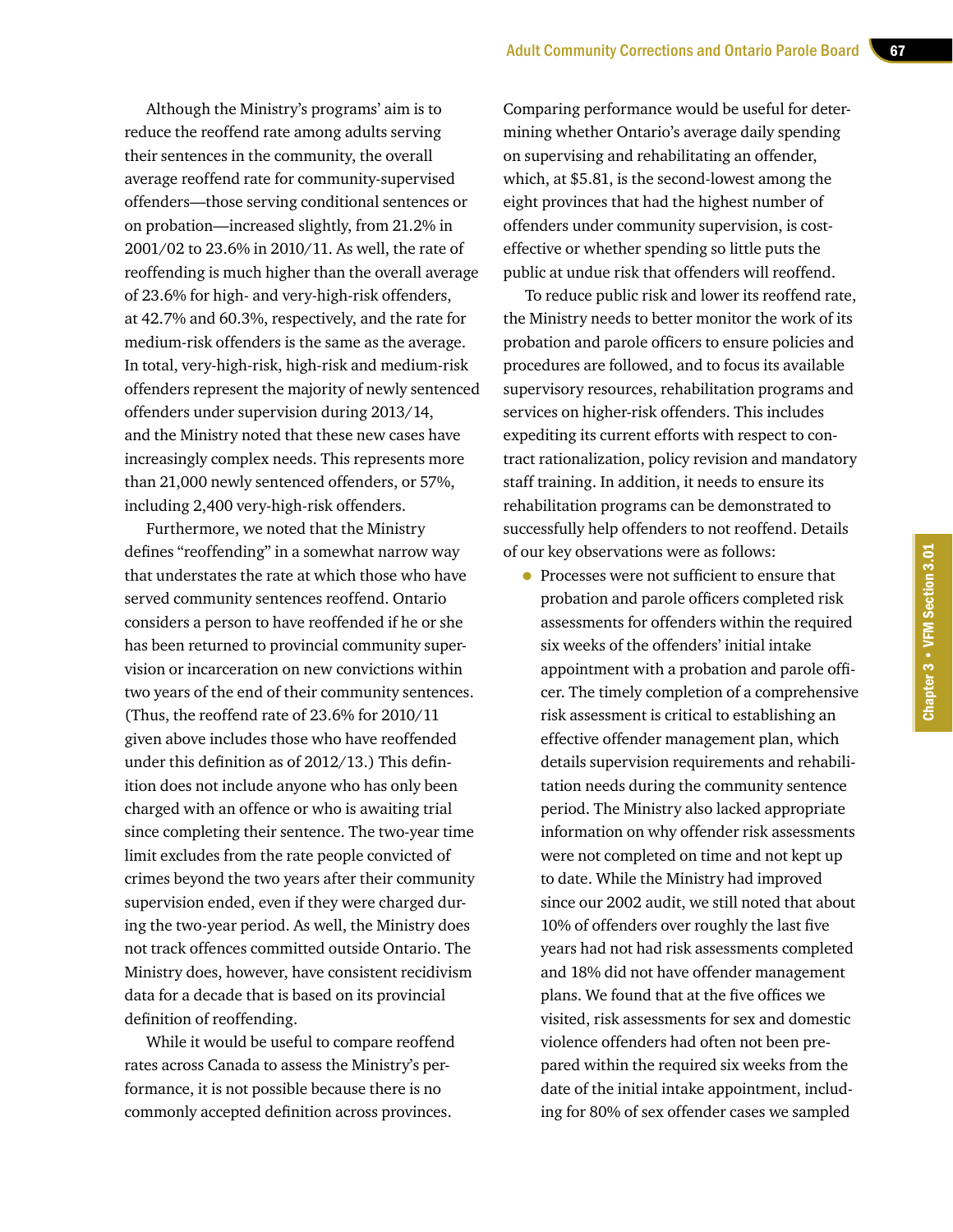Although the Ministry's programs' aim is to reduce the reoffend rate among adults serving their sentences in the community, the overall average reoffend rate for community-supervised offenders—those serving conditional sentences or on probation—increased slightly, from 21.2% in 2001/02 to 23.6% in 2010/11. As well, the rate of reoffending is much higher than the overall average of 23.6% for high- and very-high-risk offenders, at 42.7% and 60.3%, respectively, and the rate for medium-risk offenders is the same as the average. In total, very-high-risk, high-risk and medium-risk offenders represent the majority of newly sentenced offenders under supervision during 2013/14, and the Ministry noted that these new cases have increasingly complex needs. This represents more than 21,000 newly sentenced offenders, or 57%, including 2,400 very-high-risk offenders.

Furthermore, we noted that the Ministry defines "reoffending" in a somewhat narrow way that understates the rate at which those who have served community sentences reoffend. Ontario considers a person to have reoffended if he or she has been returned to provincial community supervision or incarceration on new convictions within two years of the end of their community sentences. (Thus, the reoffend rate of 23.6% for 2010/11 given above includes those who have reoffended under this definition as of 2012/13.) This definition does not include anyone who has only been charged with an offence or who is awaiting trial since completing their sentence. The two-year time limit excludes from the rate people convicted of crimes beyond the two years after their community supervision ended, even if they were charged during the two-year period. As well, the Ministry does not track offences committed outside Ontario. The Ministry does, however, have consistent recidivism data for a decade that is based on its provincial definition of reoffending.

While it would be useful to compare reoffend rates across Canada to assess the Ministry's performance, it is not possible because there is no commonly accepted definition across provinces. Comparing performance would be useful for determining whether Ontario's average daily spending on supervising and rehabilitating an offender, which, at $5.81, is the second-lowest among the eight provinces that had the highest number of offenders under community supervision, is cost-effective or whether spending so little puts the public at undue risk that offenders will reoffend.

To reduce public risk and lower its reoffend rate, the Ministry needs to better monitor the work of its probation and parole officers to ensure policies and procedures are followed, and to focus its available supervisory resources, rehabilitation programs and services on higher-risk offenders. This includes expediting its current efforts with respect to contract rationalization, policy revision and mandatory staff training. In addition, it needs to ensure its rehabilitation programs can be demonstrated to successfully help offenders to not reoffend. Details of our key observations were as follows:

- Processes were not sufficient to ensure that probation and parole officers completed risk assessments for offenders within the required six weeks of the offenders' initial intake appointment with a probation and parole officer. The timely completion of a comprehensive risk assessment is critical to establishing an effective offender management plan, which details supervision requirements and rehabilitation needs during the community sentence period. The Ministry also lacked appropriate information on why offender risk assessments were not completed on time and not kept up to date. While the Ministry had improved since our 2002 audit, we still noted that about 10% of offenders over roughly the last five years had not had risk assessments completed and 18% did not have offender management plans. We found that at the five offices we visited, risk assessments for sex and domestic violence offenders had often not been prepared within the required six weeks from the date of the initial intake appointment, including for 80% of sex offender cases we sampled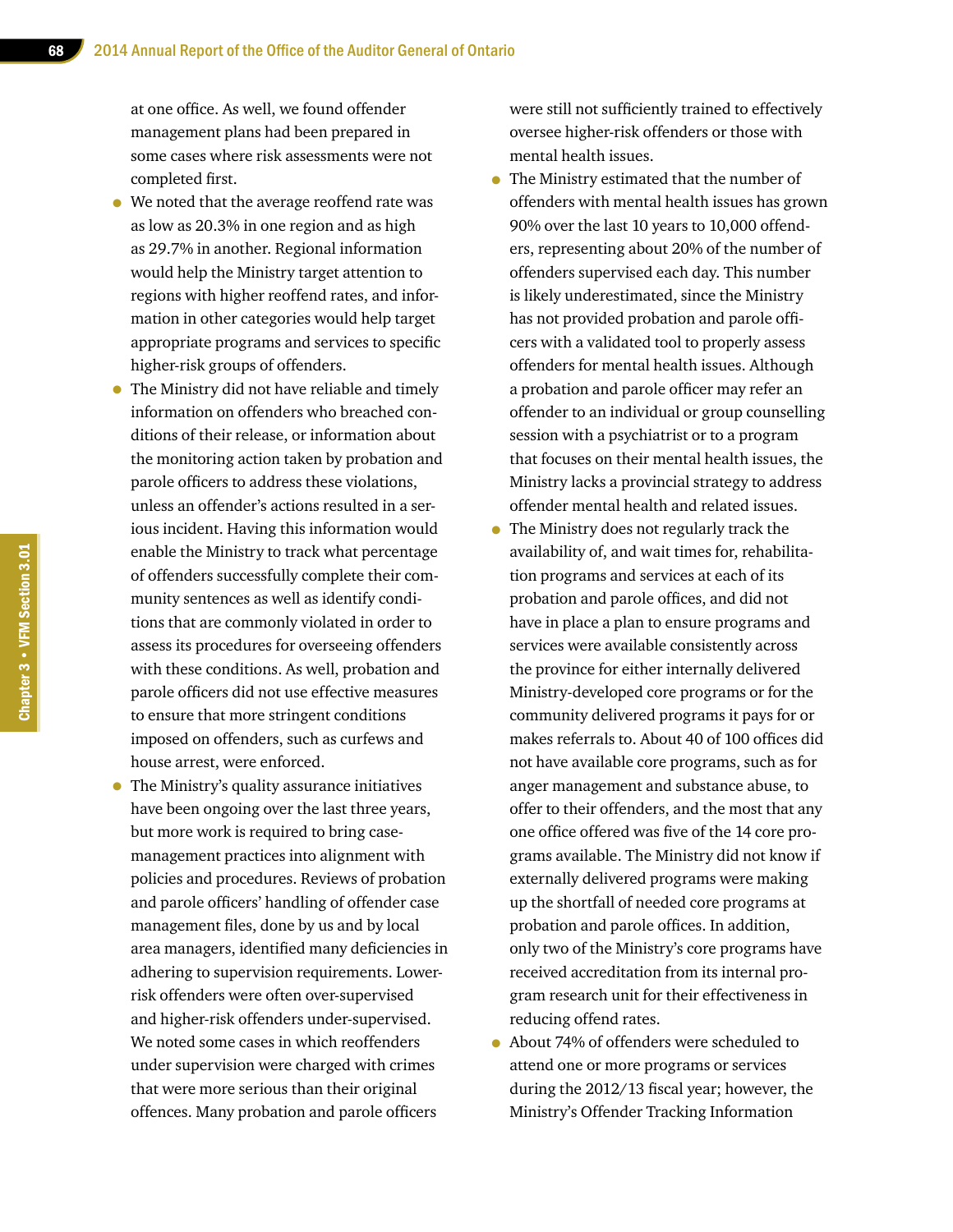at one office. As well, we found offender management plans had been prepared in some cases where risk assessments were not completed first.

- We noted that the average reoffend rate was as low as 20.3% in one region and as high as 29.7% in another. Regional information would help the Ministry target attention to regions with higher reoffend rates, and information in other categories would help target appropriate programs and services to specific higher-risk groups of offenders.
- The Ministry did not have reliable and timely information on offenders who breached conditions of their release, or information about the monitoring action taken by probation and parole officers to address these violations, unless an offender's actions resulted in a serious incident. Having this information would enable the Ministry to track what percentage of offenders successfully complete their community sentences as well as identify conditions that are commonly violated in order to assess its procedures for overseeing offenders with these conditions. As well, probation and parole officers did not use effective measures to ensure that more stringent conditions imposed on offenders, such as curfews and house arrest, were enforced.
- The Ministry's quality assurance initiatives have been ongoing over the last three years, but more work is required to bring case-management practices into alignment with policies and procedures. Reviews of probation and parole officers' handling of offender case management files, done by us and by local area managers, identified many deficiencies in adhering to supervision requirements. Lower-risk offenders were often over-supervised and higher-risk offenders under-supervised. We noted some cases in which reoffenders under supervision were charged with crimes that were more serious than their original offences. Many probation and parole officers were still not sufficiently trained to effectively oversee higher-risk offenders or those with mental health issues.
- The Ministry estimated that the number of offenders with mental health issues has grown 90% over the last 10 years to 10,000 offenders, representing about 20% of the number of offenders supervised each day. This number is likely underestimated, since the Ministry has not provided probation and parole officers with a validated tool to properly assess offenders for mental health issues. Although a probation and parole officer may refer an offender to an individual or group counselling session with a psychiatrist or to a program that focuses on their mental health issues, the Ministry lacks a provincial strategy to address offender mental health and related issues.
- The Ministry does not regularly track the availability of, and wait times for, rehabilitation programs and services at each of its probation and parole offices, and did not have in place a plan to ensure programs and services were available consistently across the province for either internally delivered Ministry-developed core programs or for the community delivered programs it pays for or makes referrals to. About 40 of 100 offices did not have available core programs, such as for anger management and substance abuse, to offer to their offenders, and the most that any one office offered was five of the 14 core programs available. The Ministry did not know if externally delivered programs were making up the shortfall of needed core programs at probation and parole offices. In addition, only two of the Ministry's core programs have received accreditation from its internal program research unit for their effectiveness in reducing offend rates.
- About 74% of offenders were scheduled to attend one or more programs or services during the 2012/13 fiscal year; however, the Ministry's Offender Tracking Information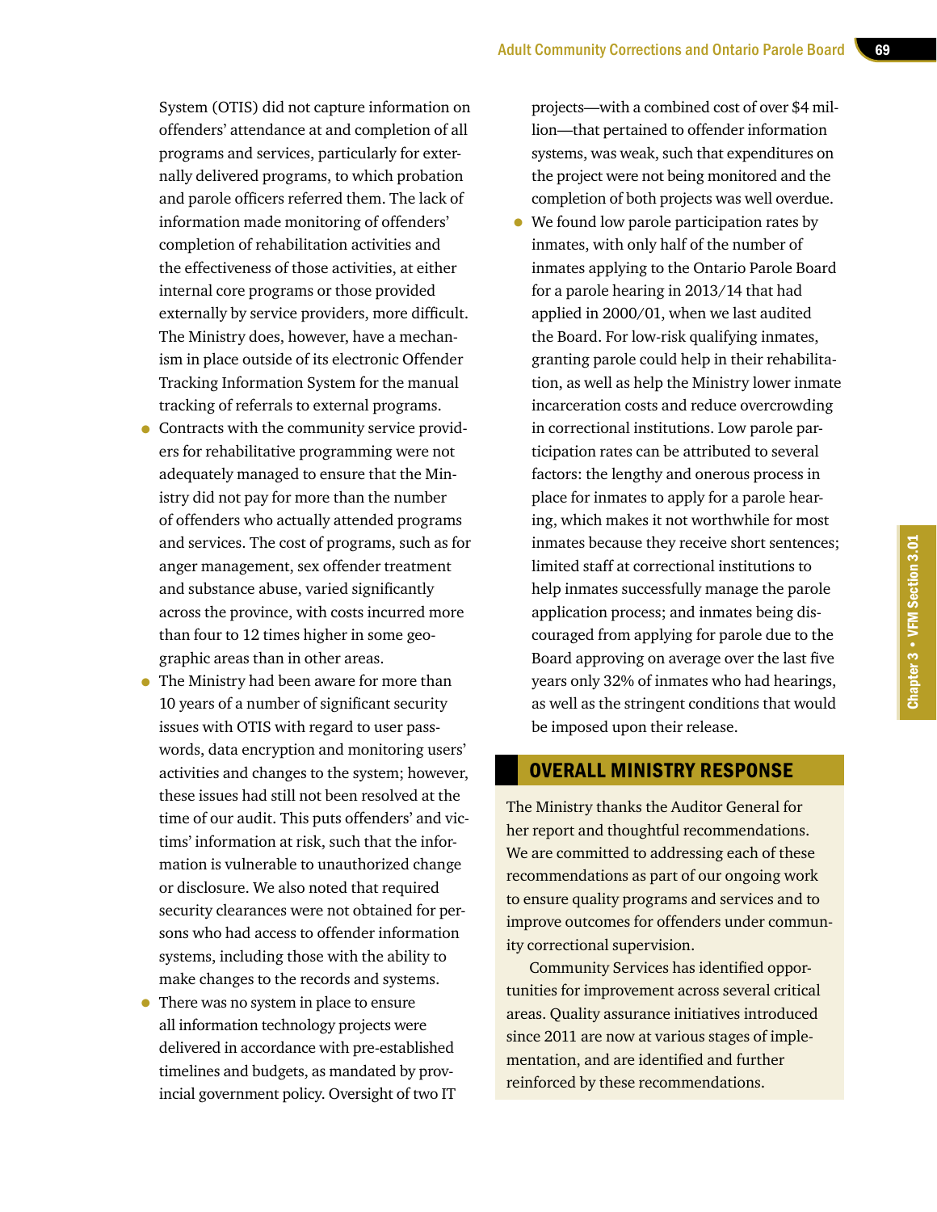System (OTIS) did not capture information on offenders' attendance at and completion of all programs and services, particularly for externally delivered programs, to which probation and parole officers referred them. The lack of information made monitoring of offenders' completion of rehabilitation activities and the effectiveness of those activities, at either internal core programs or those provided externally by service providers, more difficult. The Ministry does, however, have a mechanism in place outside of its electronic Offender Tracking Information System for the manual tracking of referrals to external programs.

- Contracts with the community service providers for rehabilitative programming were not adequately managed to ensure that the Ministry did not pay for more than the number of offenders who actually attended programs and services. The cost of programs, such as for anger management, sex offender treatment and substance abuse, varied significantly across the province, with costs incurred more than four to 12 times higher in some geographic areas than in other areas.
- The Ministry had been aware for more than 10 years of a number of significant security issues with OTIS with regard to user passwords, data encryption and monitoring users' activities and changes to the system; however, these issues had still not been resolved at the time of our audit. This puts offenders' and victims' information at risk, such that the information is vulnerable to unauthorized change or disclosure. We also noted that required security clearances were not obtained for persons who had access to offender information systems, including those with the ability to make changes to the records and systems.
- There was no system in place to ensure all information technology projects were delivered in accordance with pre-established timelines and budgets, as mandated by provincial government policy. Oversight of two IT projects—with a combined cost of over $4 million—that pertained to offender information systems, was weak, such that expenditures on the project were not being monitored and the completion of both projects was well overdue.
- We found low parole participation rates by inmates, with only half of the number of inmates applying to the Ontario Parole Board for a parole hearing in 2013/14 that had applied in 2000/01, when we last audited the Board. For low-risk qualifying inmates, granting parole could help in their rehabilitation, as well as help the Ministry lower inmate incarceration costs and reduce overcrowding in correctional institutions. Low parole participation rates can be attributed to several factors: the lengthy and onerous process in place for inmates to apply for a parole hearing, which makes it not worthwhile for most inmates because they receive short sentences; limited staff at correctional institutions to help inmates successfully manage the parole application process; and inmates being discouraged from applying for parole due to the Board approving on average over the last five years only 32% of inmates who had hearings, as well as the stringent conditions that would be imposed upon their release.

## OVERALL MINISTRY RESPONSE

The Ministry thanks the Auditor General for her report and thoughtful recommendations. We are committed to addressing each of these recommendations as part of our ongoing work to ensure quality programs and services and to improve outcomes for offenders under community correctional supervision.

Community Services has identified opportunities for improvement across several critical areas. Quality assurance initiatives introduced since 2011 are now at various stages of implementation, and are identified and further reinforced by these recommendations.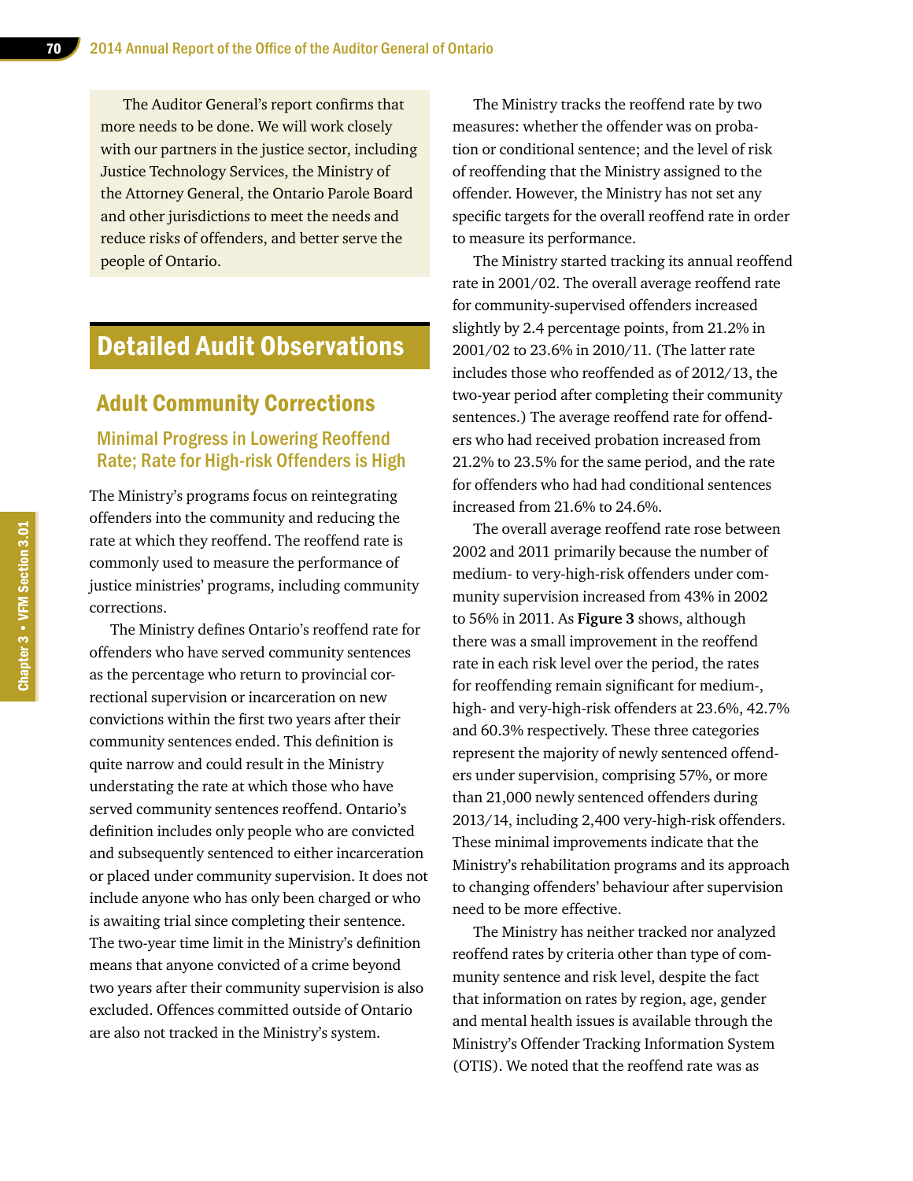The Auditor General's report confirms that more needs to be done. We will work closely with our partners in the justice sector, including Justice Technology Services, the Ministry of the Attorney General, the Ontario Parole Board and other jurisdictions to meet the needs and reduce risks of offenders, and better serve the people of Ontario.

# Detailed Audit Observations

## Adult Community Corrections

### Minimal Progress in Lowering Reoffend Rate; Rate for High-risk Offenders is High

The Ministry's programs focus on reintegrating offenders into the community and reducing the rate at which they reoffend. The reoffend rate is commonly used to measure the performance of justice ministries' programs, including community corrections.

The Ministry defines Ontario's reoffend rate for offenders who have served community sentences as the percentage who return to provincial correctional supervision or incarceration on new convictions within the first two years after their community sentences ended. This definition is quite narrow and could result in the Ministry understating the rate at which those who have served community sentences reoffend. Ontario's definition includes only people who are convicted and subsequently sentenced to either incarceration or placed under community supervision. It does not include anyone who has only been charged or who is awaiting trial since completing their sentence. The two-year time limit in the Ministry's definition means that anyone convicted of a crime beyond two years after their community supervision is also excluded. Offences committed outside of Ontario are also not tracked in the Ministry's system.

The Ministry tracks the reoffend rate by two measures: whether the offender was on probation or conditional sentence; and the level of risk of reoffending that the Ministry assigned to the offender. However, the Ministry has not set any specific targets for the overall reoffend rate in order to measure its performance.

The Ministry started tracking its annual reoffend rate in 2001/02. The overall average reoffend rate for community-supervised offenders increased slightly by 2.4 percentage points, from 21.2% in 2001/02 to 23.6% in 2010/11. (The latter rate includes those who reoffended as of 2012/13, the two-year period after completing their community sentences.) The average reoffend rate for offenders who had received probation increased from 21.2% to 23.5% for the same period, and the rate for offenders who had had conditional sentences increased from 21.6% to 24.6%.

The overall average reoffend rate rose between 2002 and 2011 primarily because the number of medium- to very-high-risk offenders under community supervision increased from 43% in 2002 to 56% in 2011. As **Figure 3** shows, although there was a small improvement in the reoffend rate in each risk level over the period, the rates for reoffending remain significant for medium-, high- and very-high-risk offenders at 23.6%, 42.7% and 60.3% respectively. These three categories represent the majority of newly sentenced offenders under supervision, comprising 57%, or more than 21,000 newly sentenced offenders during 2013/14, including 2,400 very-high-risk offenders. These minimal improvements indicate that the Ministry's rehabilitation programs and its approach to changing offenders' behaviour after supervision need to be more effective.

The Ministry has neither tracked nor analyzed reoffend rates by criteria other than type of community sentence and risk level, despite the fact that information on rates by region, age, gender and mental health issues is available through the Ministry's Offender Tracking Information System (OTIS). We noted that the reoffend rate was as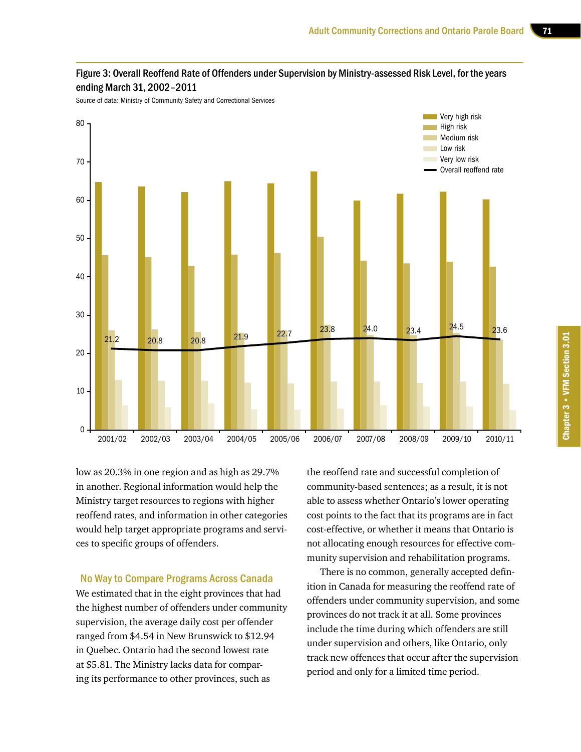Figure 3: Overall Reoffend Rate of Offenders under Supervision by Ministry-assessed Risk Level, for the years ending March 31, 2002–2011

Source of data: Ministry of Community Safety and Correctional Services

| Year | Overall reoffend rate |
|---|---|
| 2001/02 | 21.2 |
| 2002/03 | 20.8 |
| 2003/04 | 20.8 |
| 2004/05 | 21.9 |
| 2005/06 | 22.7 |
| 2006/07 | 23.8 |
| 2007/08 | 24.0 |
| 2008/09 | 23.4 |
| 2009/10 | 24.5 |
| 2010/11 | 23.6 |

low as 20.3% in one region and as high as 29.7% in another. Regional information would help the Ministry target resources to regions with higher reoffend rates, and information in other categories would help target appropriate programs and services to specific groups of offenders.

## No Way to Compare Programs Across Canada

We estimated that in the eight provinces that had the highest number of offenders under community supervision, the average daily cost per offender ranged from $4.54 in New Brunswick to $12.94 in Quebec. Ontario had the second lowest rate at $5.81. The Ministry lacks data for comparing its performance to other provinces, such as the reoffend rate and successful completion of community-based sentences; as a result, it is not able to assess whether Ontario's lower operating cost points to the fact that its programs are in fact cost-effective, or whether it means that Ontario is not allocating enough resources for effective community supervision and rehabilitation programs.

There is no common, generally accepted definition in Canada for measuring the reoffend rate of offenders under community supervision, and some provinces do not track it at all. Some provinces include the time during which offenders are still under supervision and others, like Ontario, only track new offences that occur after the supervision period and only for a limited time period.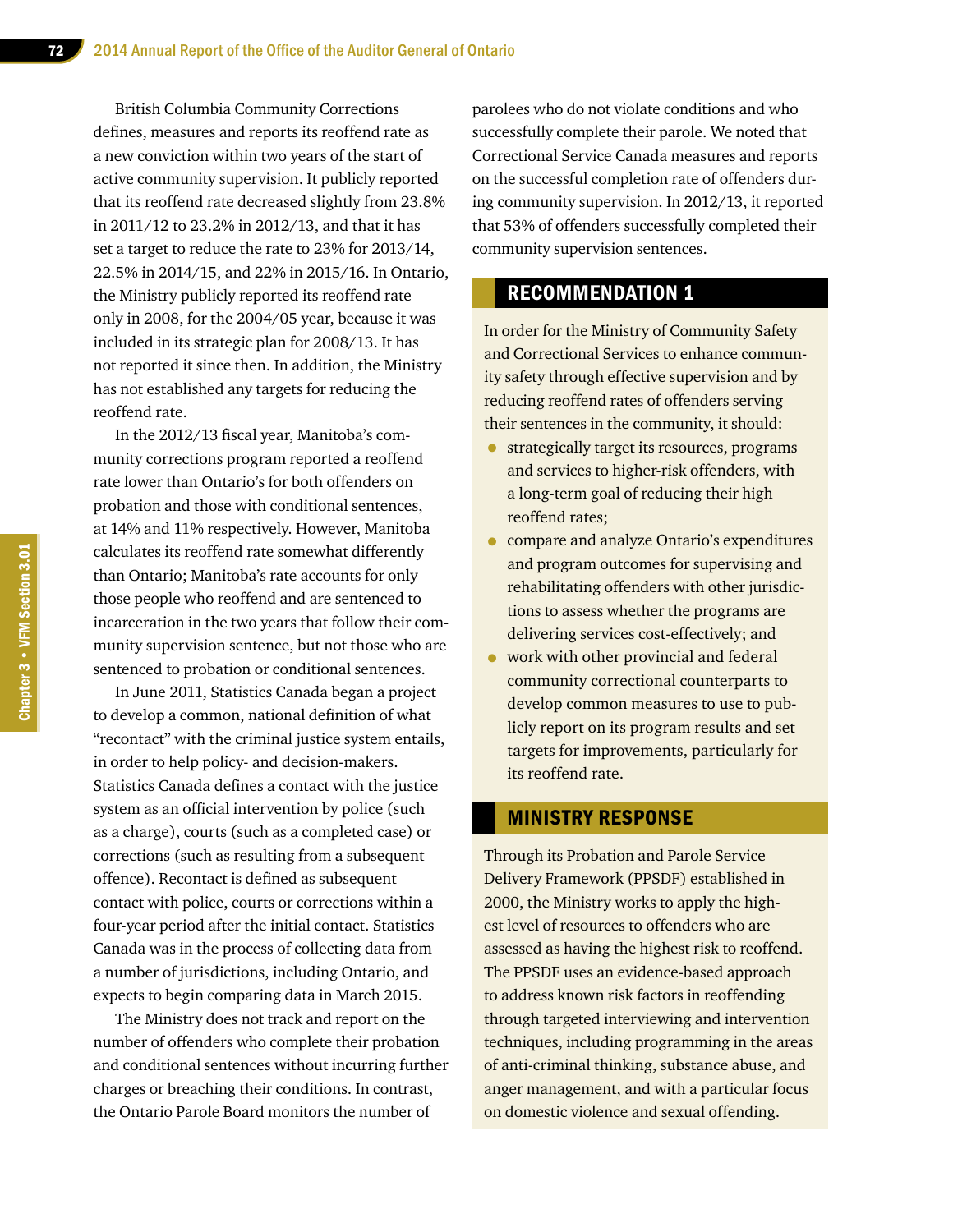British Columbia Community Corrections defines, measures and reports its reoffend rate as a new conviction within two years of the start of active community supervision. It publicly reported that its reoffend rate decreased slightly from 23.8% in 2011/12 to 23.2% in 2012/13, and that it has set a target to reduce the rate to 23% for 2013/14, 22.5% in 2014/15, and 22% in 2015/16. In Ontario, the Ministry publicly reported its reoffend rate only in 2008, for the 2004/05 year, because it was included in its strategic plan for 2008/13. It has not reported it since then. In addition, the Ministry has not established any targets for reducing the reoffend rate.

In the 2012/13 fiscal year, Manitoba's community corrections program reported a reoffend rate lower than Ontario's for both offenders on probation and those with conditional sentences, at 14% and 11% respectively. However, Manitoba calculates its reoffend rate somewhat differently than Ontario; Manitoba's rate accounts for only those people who reoffend and are sentenced to incarceration in the two years that follow their community supervision sentence, but not those who are sentenced to probation or conditional sentences.

In June 2011, Statistics Canada began a project to develop a common, national definition of what "recontact" with the criminal justice system entails, in order to help policy- and decision-makers. Statistics Canada defines a contact with the justice system as an official intervention by police (such as a charge), courts (such as a completed case) or corrections (such as resulting from a subsequent offence). Recontact is defined as subsequent contact with police, courts or corrections within a four-year period after the initial contact. Statistics Canada was in the process of collecting data from a number of jurisdictions, including Ontario, and expects to begin comparing data in March 2015.

The Ministry does not track and report on the number of offenders who complete their probation and conditional sentences without incurring further charges or breaching their conditions. In contrast, the Ontario Parole Board monitors the number of parolees who do not violate conditions and who successfully complete their parole. We noted that Correctional Service Canada measures and reports on the successful completion rate of offenders during community supervision. In 2012/13, it reported that 53% of offenders successfully completed their community supervision sentences.

## RECOMMENDATION 1

In order for the Ministry of Community Safety and Correctional Services to enhance community safety through effective supervision and by reducing reoffend rates of offenders serving their sentences in the community, it should:

- strategically target its resources, programs and services to higher-risk offenders, with a long-term goal of reducing their high reoffend rates;
- compare and analyze Ontario's expenditures and program outcomes for supervising and rehabilitating offenders with other jurisdictions to assess whether the programs are delivering services cost-effectively; and
- work with other provincial and federal community correctional counterparts to develop common measures to use to publicly report on its program results and set targets for improvements, particularly for its reoffend rate.

## MINISTRY RESPONSE

Through its Probation and Parole Service Delivery Framework (PPSDF) established in 2000, the Ministry works to apply the highest level of resources to offenders who are assessed as having the highest risk to reoffend. The PPSDF uses an evidence-based approach to address known risk factors in reoffending through targeted interviewing and intervention techniques, including programming in the areas of anti-criminal thinking, substance abuse, and anger management, and with a particular focus on domestic violence and sexual offending.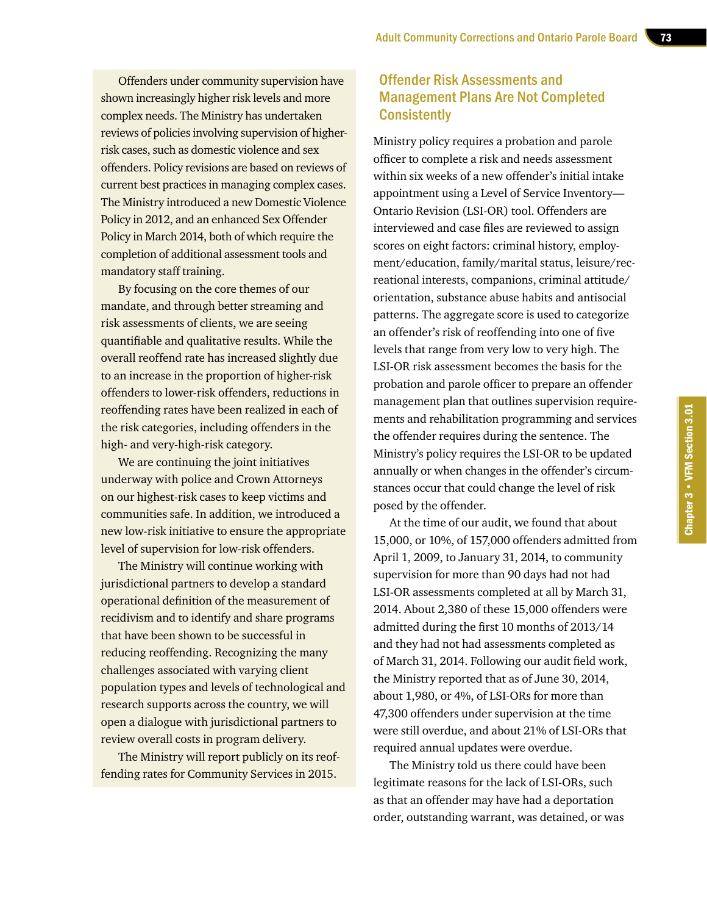Offenders under community supervision have shown increasingly higher risk levels and more complex needs. The Ministry has undertaken reviews of policies involving supervision of higher-risk cases, such as domestic violence and sex offenders. Policy revisions are based on reviews of current best practices in managing complex cases. The Ministry introduced a new Domestic Violence Policy in 2012, and an enhanced Sex Offender Policy in March 2014, both of which require the completion of additional assessment tools and mandatory staff training.

By focusing on the core themes of our mandate, and through better streaming and risk assessments of clients, we are seeing quantifiable and qualitative results. While the overall reoffend rate has increased slightly due to an increase in the proportion of higher-risk offenders to lower-risk offenders, reductions in reoffending rates have been realized in each of the risk categories, including offenders in the high- and very-high-risk category.

We are continuing the joint initiatives underway with police and Crown Attorneys on our highest-risk cases to keep victims and communities safe. In addition, we introduced a new low-risk initiative to ensure the appropriate level of supervision for low-risk offenders.

The Ministry will continue working with jurisdictional partners to develop a standard operational definition of the measurement of recidivism and to identify and share programs that have been shown to be successful in reducing reoffending. Recognizing the many challenges associated with varying client population types and levels of technological and research supports across the country, we will open a dialogue with jurisdictional partners to review overall costs in program delivery.

The Ministry will report publicly on its reoffending rates for Community Services in 2015.

## Offender Risk Assessments and Management Plans Are Not Completed Consistently

Ministry policy requires a probation and parole officer to complete a risk and needs assessment within six weeks of a new offender's initial intake appointment using a Level of Service Inventory—Ontario Revision (LSI-OR) tool. Offenders are interviewed and case files are reviewed to assign scores on eight factors: criminal history, employment/education, family/marital status, leisure/recreational interests, companions, criminal attitude/orientation, substance abuse habits and antisocial patterns. The aggregate score is used to categorize an offender's risk of reoffending into one of five levels that range from very low to very high. The LSI-OR risk assessment becomes the basis for the probation and parole officer to prepare an offender management plan that outlines supervision requirements and rehabilitation programming and services the offender requires during the sentence. The Ministry's policy requires the LSI-OR to be updated annually or when changes in the offender's circumstances occur that could change the level of risk posed by the offender.

At the time of our audit, we found that about 15,000, or 10%, of 157,000 offenders admitted from April 1, 2009, to January 31, 2014, to community supervision for more than 90 days had not had LSI-OR assessments completed at all by March 31, 2014. About 2,380 of these 15,000 offenders were admitted during the first 10 months of 2013/14 and they had not had assessments completed as of March 31, 2014. Following our audit field work, the Ministry reported that as of June 30, 2014, about 1,980, or 4%, of LSI-ORs for more than 47,300 offenders under supervision at the time were still overdue, and about 21% of LSI-ORs that required annual updates were overdue.

The Ministry told us there could have been legitimate reasons for the lack of LSI-ORs, such as that an offender may have had a deportation order, outstanding warrant, was detained, or was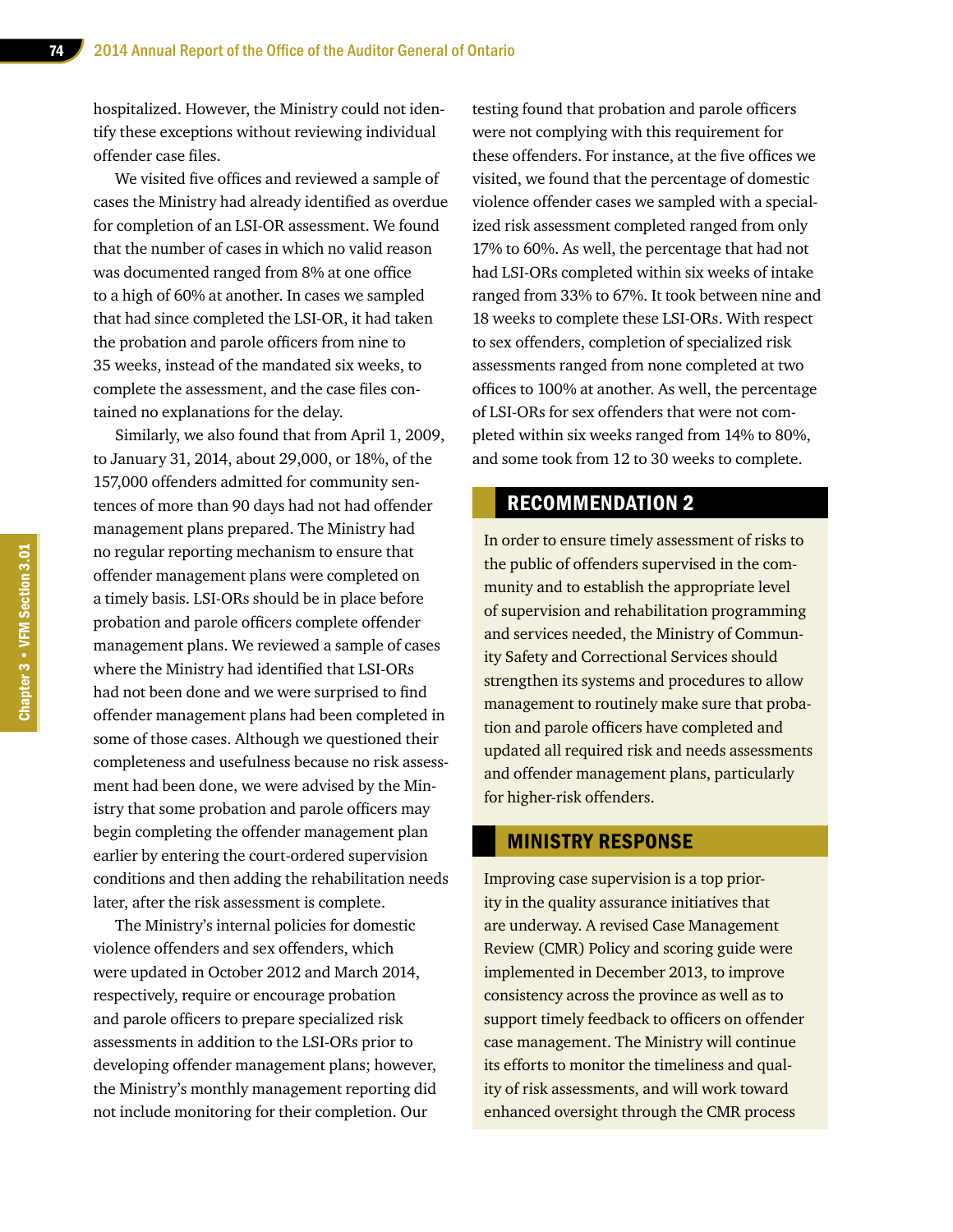hospitalized. However, the Ministry could not identify these exceptions without reviewing individual offender case files.

We visited five offices and reviewed a sample of cases the Ministry had already identified as overdue for completion of an LSI-OR assessment. We found that the number of cases in which no valid reason was documented ranged from 8% at one office to a high of 60% at another. In cases we sampled that had since completed the LSI-OR, it had taken the probation and parole officers from nine to 35 weeks, instead of the mandated six weeks, to complete the assessment, and the case files contained no explanations for the delay.

Similarly, we also found that from April 1, 2009, to January 31, 2014, about 29,000, or 18%, of the 157,000 offenders admitted for community sentences of more than 90 days had not had offender management plans prepared. The Ministry had no regular reporting mechanism to ensure that offender management plans were completed on a timely basis. LSI-ORs should be in place before probation and parole officers complete offender management plans. We reviewed a sample of cases where the Ministry had identified that LSI-ORs had not been done and we were surprised to find offender management plans had been completed in some of those cases. Although we questioned their completeness and usefulness because no risk assessment had been done, we were advised by the Ministry that some probation and parole officers may begin completing the offender management plan earlier by entering the court-ordered supervision conditions and then adding the rehabilitation needs later, after the risk assessment is complete.

The Ministry's internal policies for domestic violence offenders and sex offenders, which were updated in October 2012 and March 2014, respectively, require or encourage probation and parole officers to prepare specialized risk assessments in addition to the LSI-ORs prior to developing offender management plans; however, the Ministry's monthly management reporting did not include monitoring for their completion. Our testing found that probation and parole officers were not complying with this requirement for these offenders. For instance, at the five offices we visited, we found that the percentage of domestic violence offender cases we sampled with a specialized risk assessment completed ranged from only 17% to 60%. As well, the percentage that had not had LSI-ORs completed within six weeks of intake ranged from 33% to 67%. It took between nine and 18 weeks to complete these LSI-ORs. With respect to sex offenders, completion of specialized risk assessments ranged from none completed at two offices to 100% at another. As well, the percentage of LSI-ORs for sex offenders that were not completed within six weeks ranged from 14% to 80%, and some took from 12 to 30 weeks to complete.

## RECOMMENDATION 2

In order to ensure timely assessment of risks to the public of offenders supervised in the community and to establish the appropriate level of supervision and rehabilitation programming and services needed, the Ministry of Community Safety and Correctional Services should strengthen its systems and procedures to allow management to routinely make sure that probation and parole officers have completed and updated all required risk and needs assessments and offender management plans, particularly for higher-risk offenders.

## MINISTRY RESPONSE

Improving case supervision is a top priority in the quality assurance initiatives that are underway. A revised Case Management Review (CMR) Policy and scoring guide were implemented in December 2013, to improve consistency across the province as well as to support timely feedback to officers on offender case management. The Ministry will continue its efforts to monitor the timeliness and quality of risk assessments, and will work toward enhanced oversight through the CMR process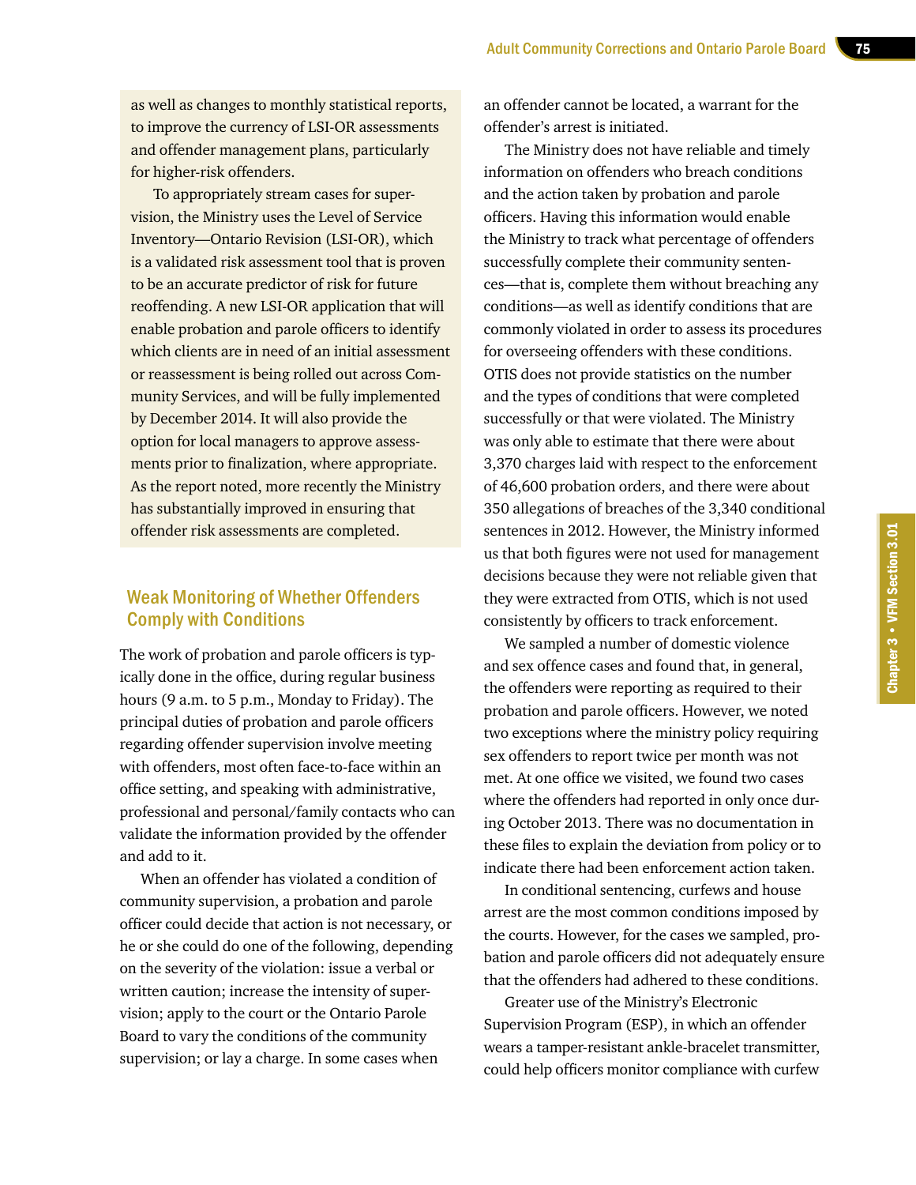as well as changes to monthly statistical reports, to improve the currency of LSI-OR assessments and offender management plans, particularly for higher-risk offenders.

To appropriately stream cases for supervision, the Ministry uses the Level of Service Inventory—Ontario Revision (LSI-OR), which is a validated risk assessment tool that is proven to be an accurate predictor of risk for future reoffending. A new LSI-OR application that will enable probation and parole officers to identify which clients are in need of an initial assessment or reassessment is being rolled out across Community Services, and will be fully implemented by December 2014. It will also provide the option for local managers to approve assessments prior to finalization, where appropriate. As the report noted, more recently the Ministry has substantially improved in ensuring that offender risk assessments are completed.

## Weak Monitoring of Whether Offenders Comply with Conditions

The work of probation and parole officers is typically done in the office, during regular business hours (9 a.m. to 5 p.m., Monday to Friday). The principal duties of probation and parole officers regarding offender supervision involve meeting with offenders, most often face-to-face within an office setting, and speaking with administrative, professional and personal/family contacts who can validate the information provided by the offender and add to it.

When an offender has violated a condition of community supervision, a probation and parole officer could decide that action is not necessary, or he or she could do one of the following, depending on the severity of the violation: issue a verbal or written caution; increase the intensity of supervision; apply to the court or the Ontario Parole Board to vary the conditions of the community supervision; or lay a charge. In some cases when an offender cannot be located, a warrant for the offender's arrest is initiated.

The Ministry does not have reliable and timely information on offenders who breach conditions and the action taken by probation and parole officers. Having this information would enable the Ministry to track what percentage of offenders successfully complete their community sentences—that is, complete them without breaching any conditions—as well as identify conditions that are commonly violated in order to assess its procedures for overseeing offenders with these conditions. OTIS does not provide statistics on the number and the types of conditions that were completed successfully or that were violated. The Ministry was only able to estimate that there were about 3,370 charges laid with respect to the enforcement of 46,600 probation orders, and there were about 350 allegations of breaches of the 3,340 conditional sentences in 2012. However, the Ministry informed us that both figures were not used for management decisions because they were not reliable given that they were extracted from OTIS, which is not used consistently by officers to track enforcement.

We sampled a number of domestic violence and sex offence cases and found that, in general, the offenders were reporting as required to their probation and parole officers. However, we noted two exceptions where the ministry policy requiring sex offenders to report twice per month was not met. At one office we visited, we found two cases where the offenders had reported in only once during October 2013. There was no documentation in these files to explain the deviation from policy or to indicate there had been enforcement action taken.

In conditional sentencing, curfews and house arrest are the most common conditions imposed by the courts. However, for the cases we sampled, probation and parole officers did not adequately ensure that the offenders had adhered to these conditions.

Greater use of the Ministry's Electronic Supervision Program (ESP), in which an offender wears a tamper-resistant ankle-bracelet transmitter, could help officers monitor compliance with curfew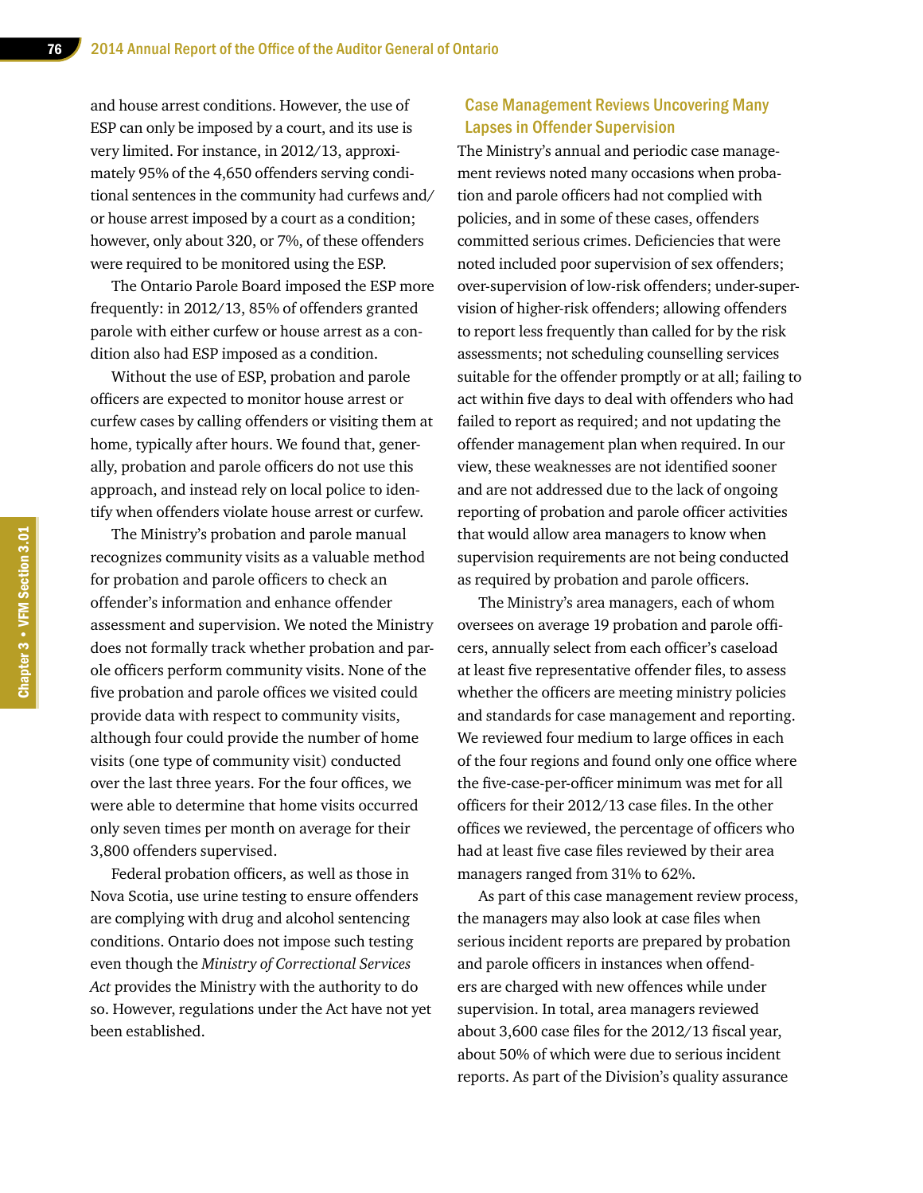and house arrest conditions. However, the use of ESP can only be imposed by a court, and its use is very limited. For instance, in 2012/13, approximately 95% of the 4,650 offenders serving conditional sentences in the community had curfews and/or house arrest imposed by a court as a condition; however, only about 320, or 7%, of these offenders were required to be monitored using the ESP.

The Ontario Parole Board imposed the ESP more frequently: in 2012/13, 85% of offenders granted parole with either curfew or house arrest as a condition also had ESP imposed as a condition.

Without the use of ESP, probation and parole officers are expected to monitor house arrest or curfew cases by calling offenders or visiting them at home, typically after hours. We found that, generally, probation and parole officers do not use this approach, and instead rely on local police to identify when offenders violate house arrest or curfew.

The Ministry's probation and parole manual recognizes community visits as a valuable method for probation and parole officers to check an offender's information and enhance offender assessment and supervision. We noted the Ministry does not formally track whether probation and parole officers perform community visits. None of the five probation and parole offices we visited could provide data with respect to community visits, although four could provide the number of home visits (one type of community visit) conducted over the last three years. For the four offices, we were able to determine that home visits occurred only seven times per month on average for their 3,800 offenders supervised.

Federal probation officers, as well as those in Nova Scotia, use urine testing to ensure offenders are complying with drug and alcohol sentencing conditions. Ontario does not impose such testing even though the *Ministry of Correctional Services Act* provides the Ministry with the authority to do so. However, regulations under the Act have not yet been established.

### Case Management Reviews Uncovering Many Lapses in Offender Supervision

The Ministry's annual and periodic case management reviews noted many occasions when probation and parole officers had not complied with policies, and in some of these cases, offenders committed serious crimes. Deficiencies that were noted included poor supervision of sex offenders; over-supervision of low-risk offenders; under-supervision of higher-risk offenders; allowing offenders to report less frequently than called for by the risk assessments; not scheduling counselling services suitable for the offender promptly or at all; failing to act within five days to deal with offenders who had failed to report as required; and not updating the offender management plan when required. In our view, these weaknesses are not identified sooner and are not addressed due to the lack of ongoing reporting of probation and parole officer activities that would allow area managers to know when supervision requirements are not being conducted as required by probation and parole officers.

The Ministry's area managers, each of whom oversees on average 19 probation and parole officers, annually select from each officer's caseload at least five representative offender files, to assess whether the officers are meeting ministry policies and standards for case management and reporting. We reviewed four medium to large offices in each of the four regions and found only one office where the five-case-per-officer minimum was met for all officers for their 2012/13 case files. In the other offices we reviewed, the percentage of officers who had at least five case files reviewed by their area managers ranged from 31% to 62%.

As part of this case management review process, the managers may also look at case files when serious incident reports are prepared by probation and parole officers in instances when offenders are charged with new offences while under supervision. In total, area managers reviewed about 3,600 case files for the 2012/13 fiscal year, about 50% of which were due to serious incident reports. As part of the Division's quality assurance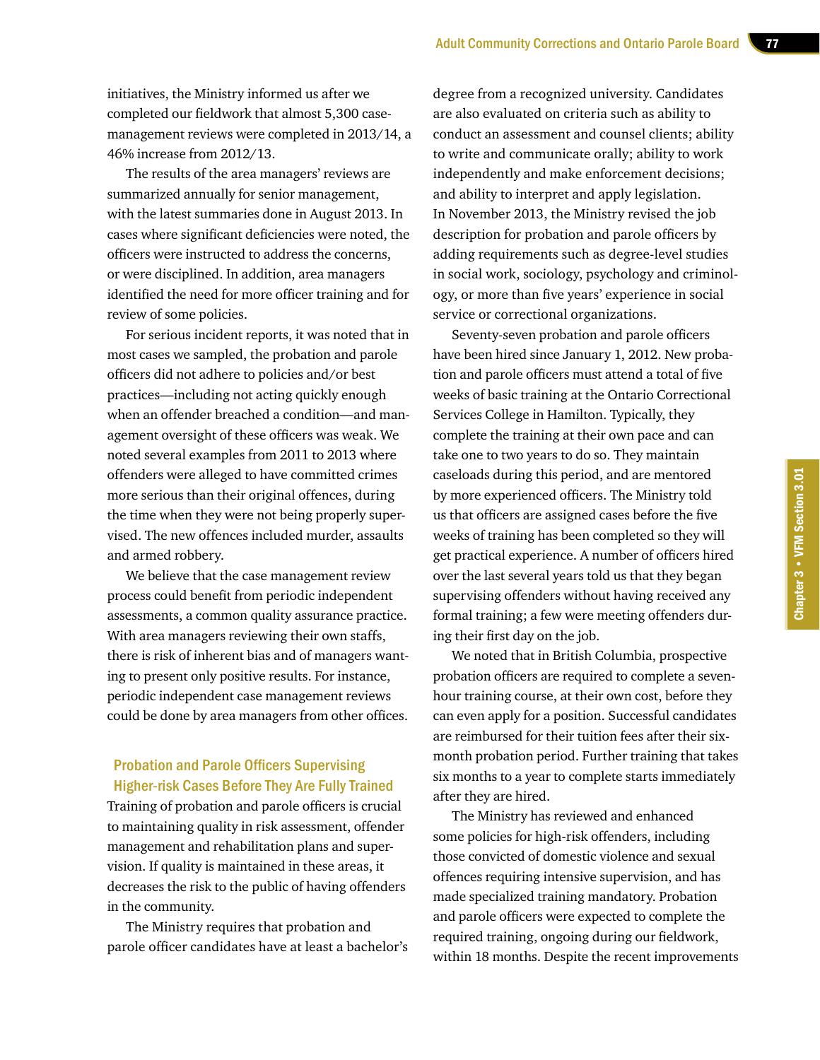initiatives, the Ministry informed us after we completed our fieldwork that almost 5,300 case-management reviews were completed in 2013/14, a 46% increase from 2012/13.

The results of the area managers' reviews are summarized annually for senior management, with the latest summaries done in August 2013. In cases where significant deficiencies were noted, the officers were instructed to address the concerns, or were disciplined. In addition, area managers identified the need for more officer training and for review of some policies.

For serious incident reports, it was noted that in most cases we sampled, the probation and parole officers did not adhere to policies and/or best practices—including not acting quickly enough when an offender breached a condition—and management oversight of these officers was weak. We noted several examples from 2011 to 2013 where offenders were alleged to have committed crimes more serious than their original offences, during the time when they were not being properly supervised. The new offences included murder, assaults and armed robbery.

We believe that the case management review process could benefit from periodic independent assessments, a common quality assurance practice. With area managers reviewing their own staffs, there is risk of inherent bias and of managers wanting to present only positive results. For instance, periodic independent case management reviews could be done by area managers from other offices.

### Probation and Parole Officers Supervising Higher-risk Cases Before They Are Fully Trained

Training of probation and parole officers is crucial to maintaining quality in risk assessment, offender management and rehabilitation plans and supervision. If quality is maintained in these areas, it decreases the risk to the public of having offenders in the community.

The Ministry requires that probation and parole officer candidates have at least a bachelor's degree from a recognized university. Candidates are also evaluated on criteria such as ability to conduct an assessment and counsel clients; ability to write and communicate orally; ability to work independently and make enforcement decisions; and ability to interpret and apply legislation. In November 2013, the Ministry revised the job description for probation and parole officers by adding requirements such as degree-level studies in social work, sociology, psychology and criminology, or more than five years' experience in social service or correctional organizations.

Seventy-seven probation and parole officers have been hired since January 1, 2012. New probation and parole officers must attend a total of five weeks of basic training at the Ontario Correctional Services College in Hamilton. Typically, they complete the training at their own pace and can take one to two years to do so. They maintain caseloads during this period, and are mentored by more experienced officers. The Ministry told us that officers are assigned cases before the five weeks of training has been completed so they will get practical experience. A number of officers hired over the last several years told us that they began supervising offenders without having received any formal training; a few were meeting offenders during their first day on the job.

We noted that in British Columbia, prospective probation officers are required to complete a seven-hour training course, at their own cost, before they can even apply for a position. Successful candidates are reimbursed for their tuition fees after their six-month probation period. Further training that takes six months to a year to complete starts immediately after they are hired.

The Ministry has reviewed and enhanced some policies for high-risk offenders, including those convicted of domestic violence and sexual offences requiring intensive supervision, and has made specialized training mandatory. Probation and parole officers were expected to complete the required training, ongoing during our fieldwork, within 18 months. Despite the recent improvements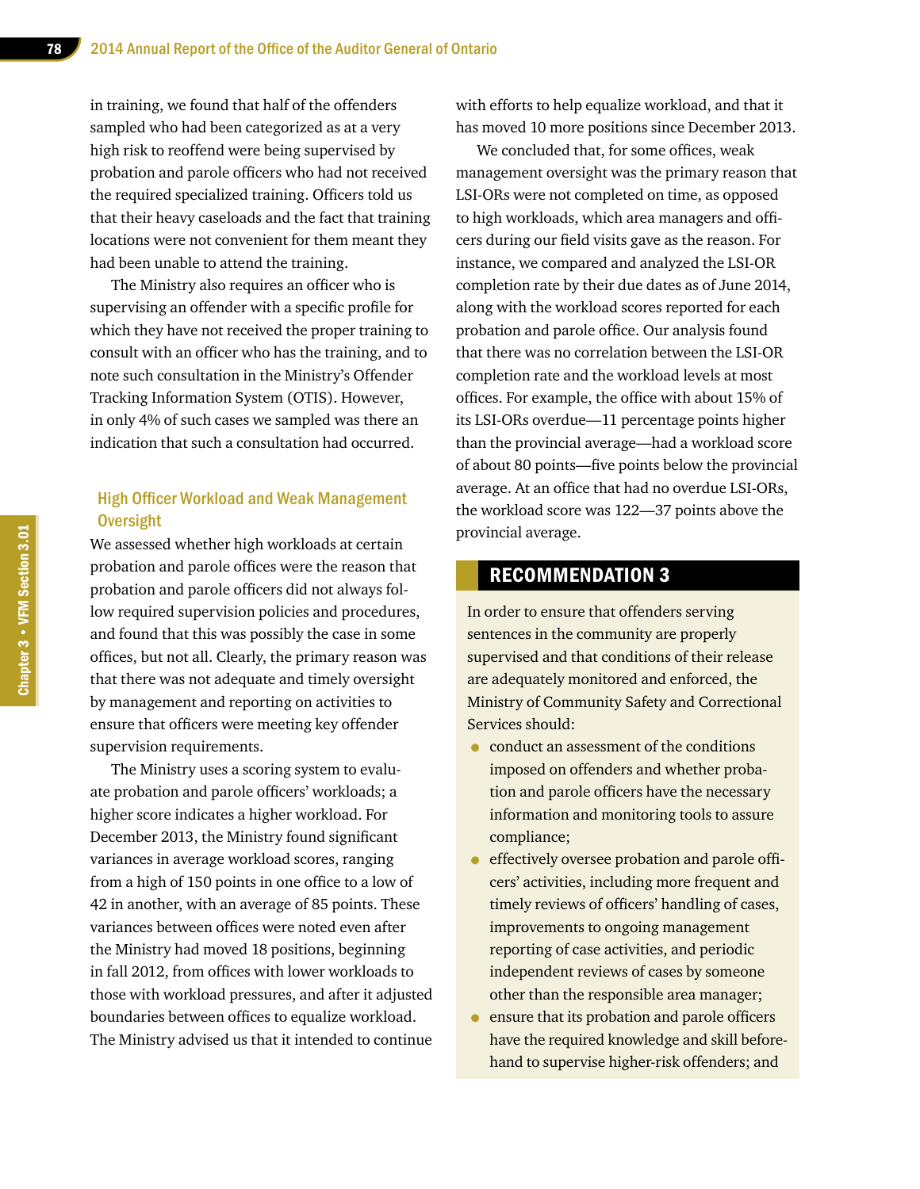in training, we found that half of the offenders sampled who had been categorized as at a very high risk to reoffend were being supervised by probation and parole officers who had not received the required specialized training. Officers told us that their heavy caseloads and the fact that training locations were not convenient for them meant they had been unable to attend the training.

The Ministry also requires an officer who is supervising an offender with a specific profile for which they have not received the proper training to consult with an officer who has the training, and to note such consultation in the Ministry's Offender Tracking Information System (OTIS). However, in only 4% of such cases we sampled was there an indication that such a consultation had occurred.

### High Officer Workload and Weak Management Oversight

We assessed whether high workloads at certain probation and parole offices were the reason that probation and parole officers did not always follow required supervision policies and procedures, and found that this was possibly the case in some offices, but not all. Clearly, the primary reason was that there was not adequate and timely oversight by management and reporting on activities to ensure that officers were meeting key offender supervision requirements.

The Ministry uses a scoring system to evaluate probation and parole officers' workloads; a higher score indicates a higher workload. For December 2013, the Ministry found significant variances in average workload scores, ranging from a high of 150 points in one office to a low of 42 in another, with an average of 85 points. These variances between offices were noted even after the Ministry had moved 18 positions, beginning in fall 2012, from offices with lower workloads to those with workload pressures, and after it adjusted boundaries between offices to equalize workload. The Ministry advised us that it intended to continue with efforts to help equalize workload, and that it has moved 10 more positions since December 2013.

We concluded that, for some offices, weak management oversight was the primary reason that LSI-ORs were not completed on time, as opposed to high workloads, which area managers and officers during our field visits gave as the reason. For instance, we compared and analyzed the LSI-OR completion rate by their due dates as of June 2014, along with the workload scores reported for each probation and parole office. Our analysis found that there was no correlation between the LSI-OR completion rate and the workload levels at most offices. For example, the office with about 15% of its LSI-ORs overdue—11 percentage points higher than the provincial average—had a workload score of about 80 points—five points below the provincial average. At an office that had no overdue LSI-ORs, the workload score was 122—37 points above the provincial average.

## RECOMMENDATION 3

In order to ensure that offenders serving sentences in the community are properly supervised and that conditions of their release are adequately monitored and enforced, the Ministry of Community Safety and Correctional Services should:

- conduct an assessment of the conditions imposed on offenders and whether probation and parole officers have the necessary information and monitoring tools to assure compliance;
- effectively oversee probation and parole officers' activities, including more frequent and timely reviews of officers' handling of cases, improvements to ongoing management reporting of case activities, and periodic independent reviews of cases by someone other than the responsible area manager;
- ensure that its probation and parole officers have the required knowledge and skill beforehand to supervise higher-risk offenders; and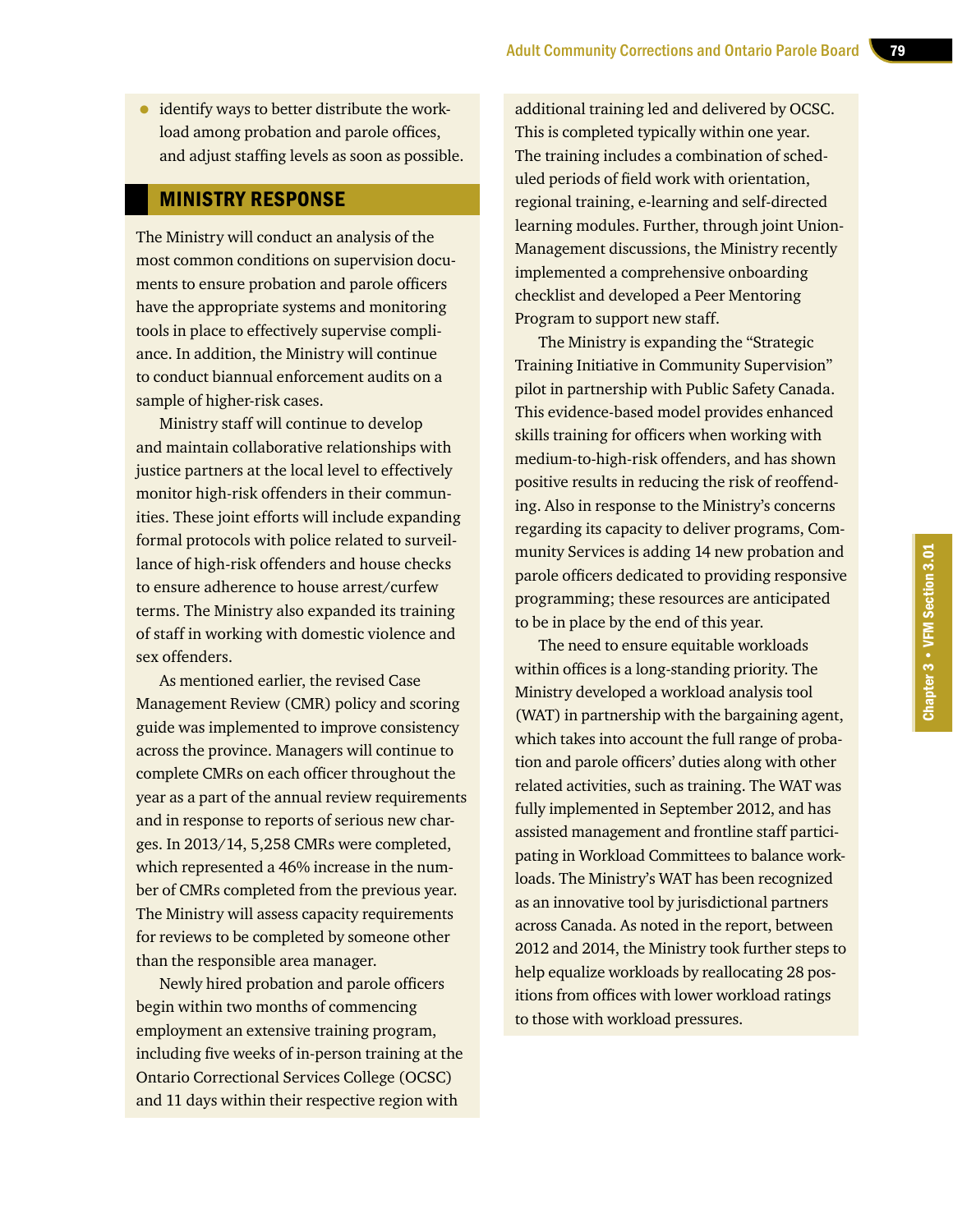- identify ways to better distribute the workload among probation and parole offices, and adjust staffing levels as soon as possible.

## MINISTRY RESPONSE

The Ministry will conduct an analysis of the most common conditions on supervision documents to ensure probation and parole officers have the appropriate systems and monitoring tools in place to effectively supervise compliance. In addition, the Ministry will continue to conduct biannual enforcement audits on a sample of higher-risk cases.

Ministry staff will continue to develop and maintain collaborative relationships with justice partners at the local level to effectively monitor high-risk offenders in their communities. These joint efforts will include expanding formal protocols with police related to surveillance of high-risk offenders and house checks to ensure adherence to house arrest/curfew terms. The Ministry also expanded its training of staff in working with domestic violence and sex offenders.

As mentioned earlier, the revised Case Management Review (CMR) policy and scoring guide was implemented to improve consistency across the province. Managers will continue to complete CMRs on each officer throughout the year as a part of the annual review requirements and in response to reports of serious new charges. In 2013/14, 5,258 CMRs were completed, which represented a 46% increase in the number of CMRs completed from the previous year. The Ministry will assess capacity requirements for reviews to be completed by someone other than the responsible area manager.

Newly hired probation and parole officers begin within two months of commencing employment an extensive training program, including five weeks of in-person training at the Ontario Correctional Services College (OCSC) and 11 days within their respective region with additional training led and delivered by OCSC. This is completed typically within one year. The training includes a combination of scheduled periods of field work with orientation, regional training, e-learning and self-directed learning modules. Further, through joint Union-Management discussions, the Ministry recently implemented a comprehensive onboarding checklist and developed a Peer Mentoring Program to support new staff.

The Ministry is expanding the "Strategic Training Initiative in Community Supervision" pilot in partnership with Public Safety Canada. This evidence-based model provides enhanced skills training for officers when working with medium-to-high-risk offenders, and has shown positive results in reducing the risk of reoffending. Also in response to the Ministry's concerns regarding its capacity to deliver programs, Community Services is adding 14 new probation and parole officers dedicated to providing responsive programming; these resources are anticipated to be in place by the end of this year.

The need to ensure equitable workloads within offices is a long-standing priority. The Ministry developed a workload analysis tool (WAT) in partnership with the bargaining agent, which takes into account the full range of probation and parole officers' duties along with other related activities, such as training. The WAT was fully implemented in September 2012, and has assisted management and frontline staff participating in Workload Committees to balance workloads. The Ministry's WAT has been recognized as an innovative tool by jurisdictional partners across Canada. As noted in the report, between 2012 and 2014, the Ministry took further steps to help equalize workloads by reallocating 28 positions from offices with lower workload ratings to those with workload pressures.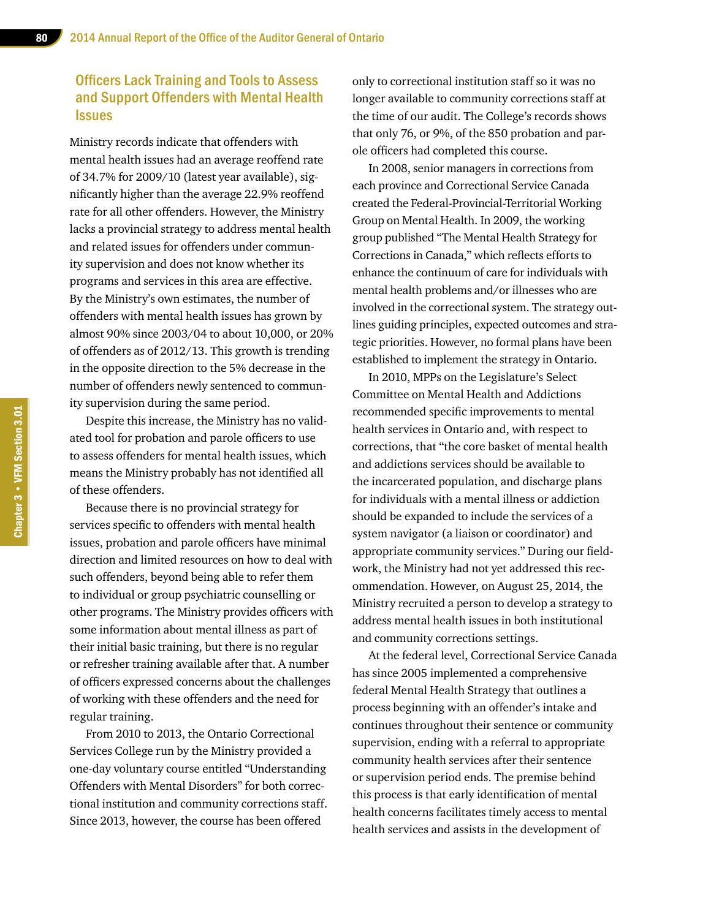### Officers Lack Training and Tools to Assess and Support Offenders with Mental Health Issues

Ministry records indicate that offenders with mental health issues had an average reoffend rate of 34.7% for 2009/10 (latest year available), significantly higher than the average 22.9% reoffend rate for all other offenders. However, the Ministry lacks a provincial strategy to address mental health and related issues for offenders under community supervision and does not know whether its programs and services in this area are effective. By the Ministry's own estimates, the number of offenders with mental health issues has grown by almost 90% since 2003/04 to about 10,000, or 20% of offenders as of 2012/13. This growth is trending in the opposite direction to the 5% decrease in the number of offenders newly sentenced to community supervision during the same period.

Despite this increase, the Ministry has no validated tool for probation and parole officers to use to assess offenders for mental health issues, which means the Ministry probably has not identified all of these offenders.

Because there is no provincial strategy for services specific to offenders with mental health issues, probation and parole officers have minimal direction and limited resources on how to deal with such offenders, beyond being able to refer them to individual or group psychiatric counselling or other programs. The Ministry provides officers with some information about mental illness as part of their initial basic training, but there is no regular or refresher training available after that. A number of officers expressed concerns about the challenges of working with these offenders and the need for regular training.

From 2010 to 2013, the Ontario Correctional Services College run by the Ministry provided a one-day voluntary course entitled "Understanding Offenders with Mental Disorders" for both correctional institution and community corrections staff. Since 2013, however, the course has been offered only to correctional institution staff so it was no longer available to community corrections staff at the time of our audit. The College's records shows that only 76, or 9%, of the 850 probation and parole officers had completed this course.

In 2008, senior managers in corrections from each province and Correctional Service Canada created the Federal-Provincial-Territorial Working Group on Mental Health. In 2009, the working group published "The Mental Health Strategy for Corrections in Canada," which reflects efforts to enhance the continuum of care for individuals with mental health problems and/or illnesses who are involved in the correctional system. The strategy outlines guiding principles, expected outcomes and strategic priorities. However, no formal plans have been established to implement the strategy in Ontario.

In 2010, MPPs on the Legislature's Select Committee on Mental Health and Addictions recommended specific improvements to mental health services in Ontario and, with respect to corrections, that "the core basket of mental health and addictions services should be available to the incarcerated population, and discharge plans for individuals with a mental illness or addiction should be expanded to include the services of a system navigator (a liaison or coordinator) and appropriate community services." During our fieldwork, the Ministry had not yet addressed this recommendation. However, on August 25, 2014, the Ministry recruited a person to develop a strategy to address mental health issues in both institutional and community corrections settings.

At the federal level, Correctional Service Canada has since 2005 implemented a comprehensive federal Mental Health Strategy that outlines a process beginning with an offender's intake and continues throughout their sentence or community supervision, ending with a referral to appropriate community health services after their sentence or supervision period ends. The premise behind this process is that early identification of mental health concerns facilitates timely access to mental health services and assists in the development of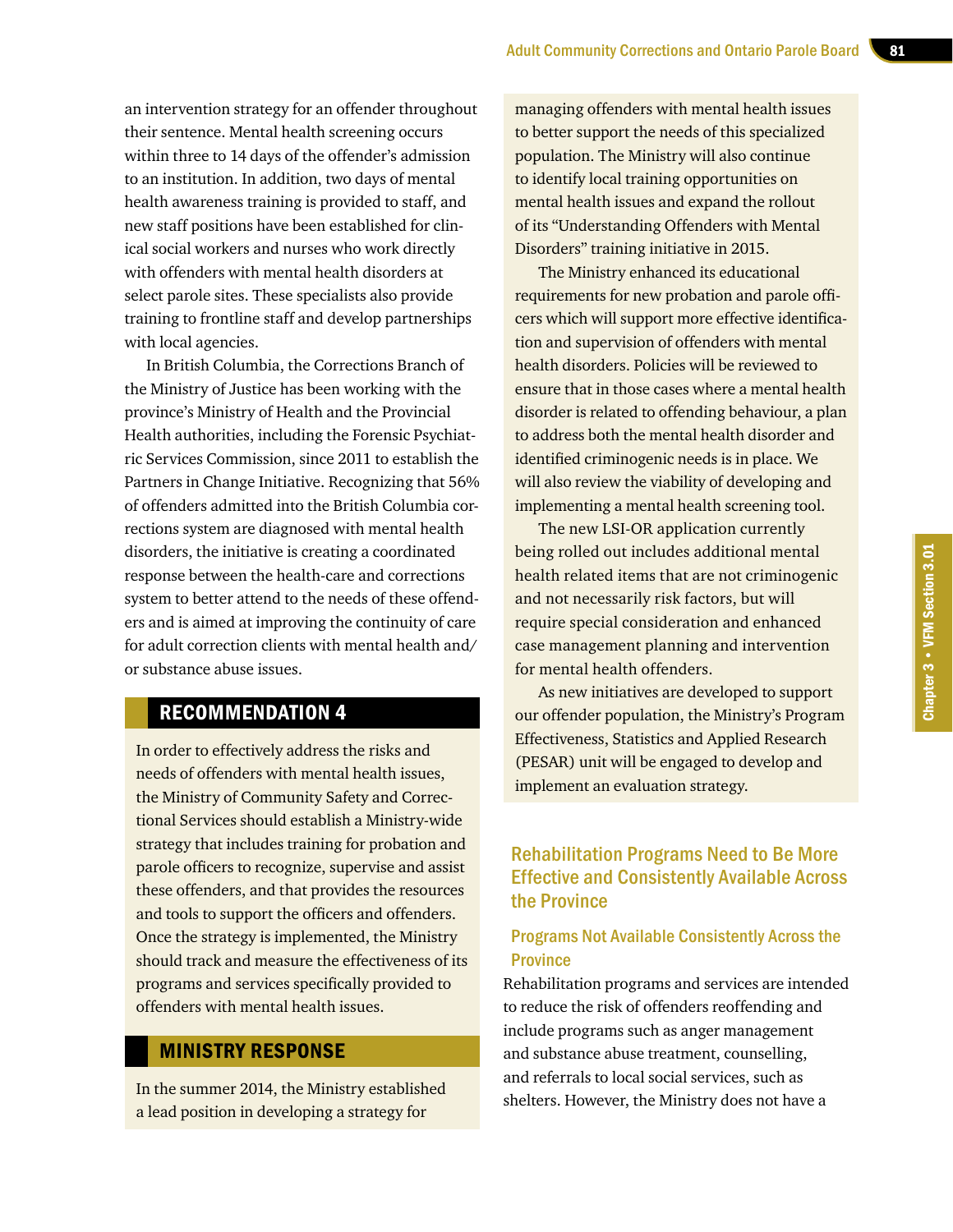an intervention strategy for an offender throughout their sentence. Mental health screening occurs within three to 14 days of the offender's admission to an institution. In addition, two days of mental health awareness training is provided to staff, and new staff positions have been established for clinical social workers and nurses who work directly with offenders with mental health disorders at select parole sites. These specialists also provide training to frontline staff and develop partnerships with local agencies.

In British Columbia, the Corrections Branch of the Ministry of Justice has been working with the province's Ministry of Health and the Provincial Health authorities, including the Forensic Psychiatric Services Commission, since 2011 to establish the Partners in Change Initiative. Recognizing that 56% of offenders admitted into the British Columbia corrections system are diagnosed with mental health disorders, the initiative is creating a coordinated response between the health-care and corrections system to better attend to the needs of these offenders and is aimed at improving the continuity of care for adult correction clients with mental health and/or substance abuse issues.

## RECOMMENDATION 4

In order to effectively address the risks and needs of offenders with mental health issues, the Ministry of Community Safety and Correctional Services should establish a Ministry-wide strategy that includes training for probation and parole officers to recognize, supervise and assist these offenders, and that provides the resources and tools to support the officers and offenders. Once the strategy is implemented, the Ministry should track and measure the effectiveness of its programs and services specifically provided to offenders with mental health issues.

## MINISTRY RESPONSE

In the summer 2014, the Ministry established a lead position in developing a strategy for managing offenders with mental health issues to better support the needs of this specialized population. The Ministry will also continue to identify local training opportunities on mental health issues and expand the rollout of its "Understanding Offenders with Mental Disorders" training initiative in 2015.

The Ministry enhanced its educational requirements for new probation and parole officers which will support more effective identification and supervision of offenders with mental health disorders. Policies will be reviewed to ensure that in those cases where a mental health disorder is related to offending behaviour, a plan to address both the mental health disorder and identified criminogenic needs is in place. We will also review the viability of developing and implementing a mental health screening tool.

The new LSI-OR application currently being rolled out includes additional mental health related items that are not criminogenic and not necessarily risk factors, but will require special consideration and enhanced case management planning and intervention for mental health offenders.

As new initiatives are developed to support our offender population, the Ministry's Program Effectiveness, Statistics and Applied Research (PESAR) unit will be engaged to develop and implement an evaluation strategy.

## Rehabilitation Programs Need to Be More Effective and Consistently Available Across the Province

### Programs Not Available Consistently Across the Province

Rehabilitation programs and services are intended to reduce the risk of offenders reoffending and include programs such as anger management and substance abuse treatment, counselling, and referrals to local social services, such as shelters. However, the Ministry does not have a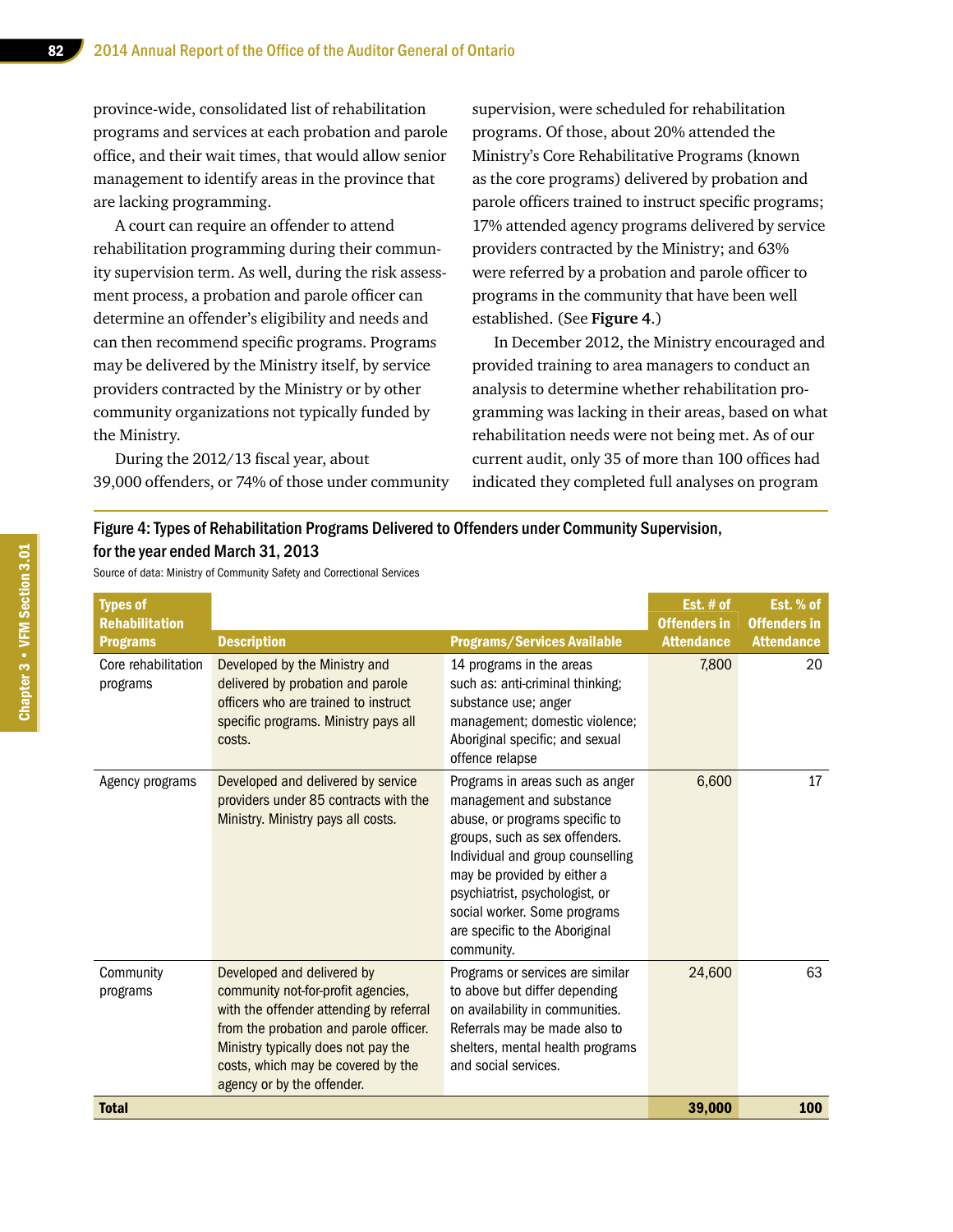province-wide, consolidated list of rehabilitation programs and services at each probation and parole office, and their wait times, that would allow senior management to identify areas in the province that are lacking programming.

A court can require an offender to attend rehabilitation programming during their community supervision term. As well, during the risk assessment process, a probation and parole officer can determine an offender's eligibility and needs and can then recommend specific programs. Programs may be delivered by the Ministry itself, by service providers contracted by the Ministry or by other community organizations not typically funded by the Ministry.

During the 2012/13 fiscal year, about 39,000 offenders, or 74% of those under community supervision, were scheduled for rehabilitation programs. Of those, about 20% attended the Ministry's Core Rehabilitative Programs (known as the core programs) delivered by probation and parole officers trained to instruct specific programs; 17% attended agency programs delivered by service providers contracted by the Ministry; and 63% were referred by a probation and parole officer to programs in the community that have been well established. (See **Figure 4**.)

In December 2012, the Ministry encouraged and provided training to area managers to conduct an analysis to determine whether rehabilitation programming was lacking in their areas, based on what rehabilitation needs were not being met. As of our current audit, only 35 of more than 100 offices had indicated they completed full analyses on program

**Figure 4: Types of Rehabilitation Programs Delivered to Offenders under Community Supervision, for the year ended March 31, 2013**

Source of data: Ministry of Community Safety and Correctional Services

| Types of Rehabilitation Programs | Description | Programs/Services Available | Est. # of Offenders in Attendance | Est. % of Offenders in Attendance |
|---|---|---|---|---|
| Core rehabilitation programs | Developed by the Ministry and delivered by probation and parole officers who are trained to instruct specific programs. Ministry pays all costs. | 14 programs in the areas such as: anti-criminal thinking; substance use; anger management; domestic violence; Aboriginal specific; and sexual offence relapse | 7,800 | 20 |
| Agency programs | Developed and delivered by service providers under 85 contracts with the Ministry. Ministry pays all costs. | Programs in areas such as anger management and substance abuse, or programs specific to groups, such as sex offenders. Individual and group counselling may be provided by either a psychiatrist, psychologist, or social worker. Some programs are specific to the Aboriginal community. | 6,600 | 17 |
| Community programs | Developed and delivered by community not-for-profit agencies, with the offender attending by referral from the probation and parole officer. Ministry typically does not pay the costs, which may be covered by the agency or by the offender. | Programs or services are similar to above but differ depending on availability in communities. Referrals may be made also to shelters, mental health programs and social services. | 24,600 | 63 |
| **Total** | | | **39,000** | **100** |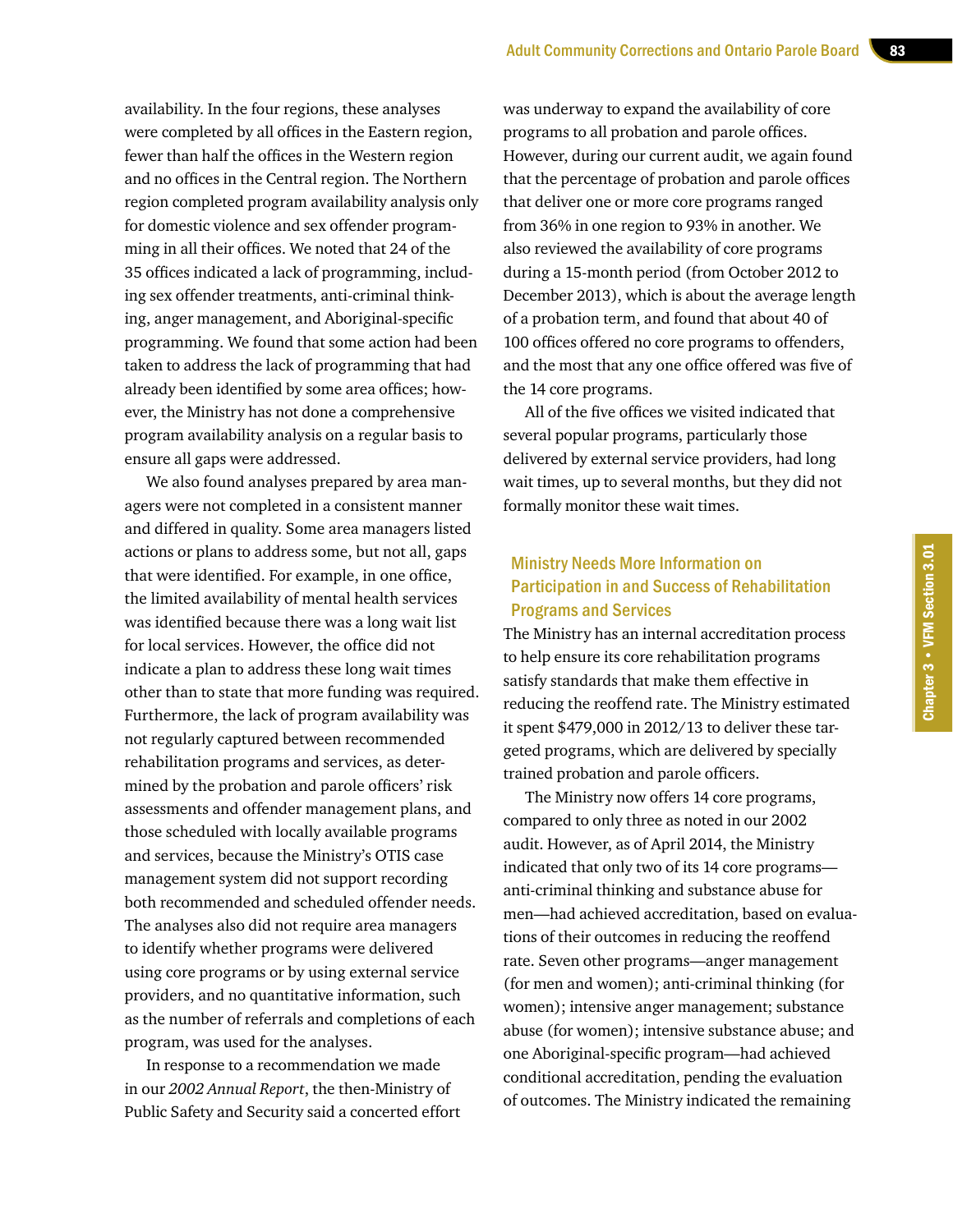availability. In the four regions, these analyses were completed by all offices in the Eastern region, fewer than half the offices in the Western region and no offices in the Central region. The Northern region completed program availability analysis only for domestic violence and sex offender programming in all their offices. We noted that 24 of the 35 offices indicated a lack of programming, including sex offender treatments, anti-criminal thinking, anger management, and Aboriginal-specific programming. We found that some action had been taken to address the lack of programming that had already been identified by some area offices; however, the Ministry has not done a comprehensive program availability analysis on a regular basis to ensure all gaps were addressed.

We also found analyses prepared by area managers were not completed in a consistent manner and differed in quality. Some area managers listed actions or plans to address some, but not all, gaps that were identified. For example, in one office, the limited availability of mental health services was identified because there was a long wait list for local services. However, the office did not indicate a plan to address these long wait times other than to state that more funding was required. Furthermore, the lack of program availability was not regularly captured between recommended rehabilitation programs and services, as determined by the probation and parole officers' risk assessments and offender management plans, and those scheduled with locally available programs and services, because the Ministry's OTIS case management system did not support recording both recommended and scheduled offender needs. The analyses also did not require area managers to identify whether programs were delivered using core programs or by using external service providers, and no quantitative information, such as the number of referrals and completions of each program, was used for the analyses.

In response to a recommendation we made in our *2002 Annual Report*, the then-Ministry of Public Safety and Security said a concerted effort was underway to expand the availability of core programs to all probation and parole offices. However, during our current audit, we again found that the percentage of probation and parole offices that deliver one or more core programs ranged from 36% in one region to 93% in another. We also reviewed the availability of core programs during a 15-month period (from October 2012 to December 2013), which is about the average length of a probation term, and found that about 40 of 100 offices offered no core programs to offenders, and the most that any one office offered was five of the 14 core programs.

All of the five offices we visited indicated that several popular programs, particularly those delivered by external service providers, had long wait times, up to several months, but they did not formally monitor these wait times.

### Ministry Needs More Information on Participation in and Success of Rehabilitation Programs and Services

The Ministry has an internal accreditation process to help ensure its core rehabilitation programs satisfy standards that make them effective in reducing the reoffend rate. The Ministry estimated it spent $479,000 in 2012/13 to deliver these targeted programs, which are delivered by specially trained probation and parole officers.

The Ministry now offers 14 core programs, compared to only three as noted in our 2002 audit. However, as of April 2014, the Ministry indicated that only two of its 14 core programs—anti-criminal thinking and substance abuse for men—had achieved accreditation, based on evaluations of their outcomes in reducing the reoffend rate. Seven other programs—anger management (for men and women); anti-criminal thinking (for women); intensive anger management; substance abuse (for women); intensive substance abuse; and one Aboriginal-specific program—had achieved conditional accreditation, pending the evaluation of outcomes. The Ministry indicated the remaining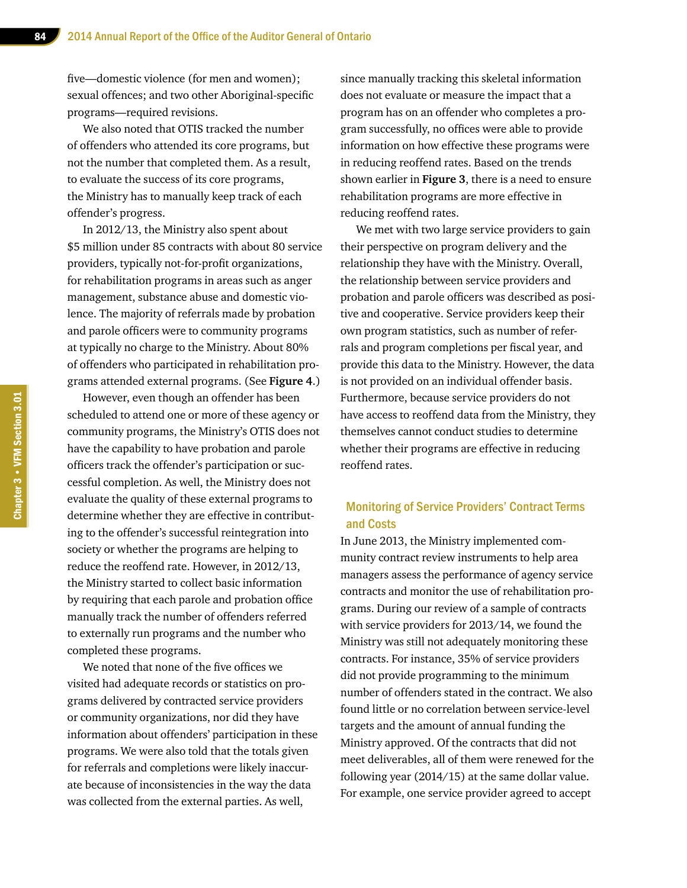five—domestic violence (for men and women); sexual offences; and two other Aboriginal-specific programs—required revisions.

We also noted that OTIS tracked the number of offenders who attended its core programs, but not the number that completed them. As a result, to evaluate the success of its core programs, the Ministry has to manually keep track of each offender's progress.

In 2012/13, the Ministry also spent about $5 million under 85 contracts with about 80 service providers, typically not-for-profit organizations, for rehabilitation programs in areas such as anger management, substance abuse and domestic violence. The majority of referrals made by probation and parole officers were to community programs at typically no charge to the Ministry. About 80% of offenders who participated in rehabilitation programs attended external programs. (See **Figure 4**.)

However, even though an offender has been scheduled to attend one or more of these agency or community programs, the Ministry's OTIS does not have the capability to have probation and parole officers track the offender's participation or successful completion. As well, the Ministry does not evaluate the quality of these external programs to determine whether they are effective in contributing to the offender's successful reintegration into society or whether the programs are helping to reduce the reoffend rate. However, in 2012/13, the Ministry started to collect basic information by requiring that each parole and probation office manually track the number of offenders referred to externally run programs and the number who completed these programs.

We noted that none of the five offices we visited had adequate records or statistics on programs delivered by contracted service providers or community organizations, nor did they have information about offenders' participation in these programs. We were also told that the totals given for referrals and completions were likely inaccurate because of inconsistencies in the way the data was collected from the external parties. As well, since manually tracking this skeletal information does not evaluate or measure the impact that a program has on an offender who completes a program successfully, no offices were able to provide information on how effective these programs were in reducing reoffend rates. Based on the trends shown earlier in **Figure 3**, there is a need to ensure rehabilitation programs are more effective in reducing reoffend rates.

We met with two large service providers to gain their perspective on program delivery and the relationship they have with the Ministry. Overall, the relationship between service providers and probation and parole officers was described as positive and cooperative. Service providers keep their own program statistics, such as number of referrals and program completions per fiscal year, and provide this data to the Ministry. However, the data is not provided on an individual offender basis. Furthermore, because service providers do not have access to reoffend data from the Ministry, they themselves cannot conduct studies to determine whether their programs are effective in reducing reoffend rates.

### Monitoring of Service Providers' Contract Terms and Costs

In June 2013, the Ministry implemented community contract review instruments to help area managers assess the performance of agency service contracts and monitor the use of rehabilitation programs. During our review of a sample of contracts with service providers for 2013/14, we found the Ministry was still not adequately monitoring these contracts. For instance, 35% of service providers did not provide programming to the minimum number of offenders stated in the contract. We also found little or no correlation between service-level targets and the amount of annual funding the Ministry approved. Of the contracts that did not meet deliverables, all of them were renewed for the following year (2014/15) at the same dollar value. For example, one service provider agreed to accept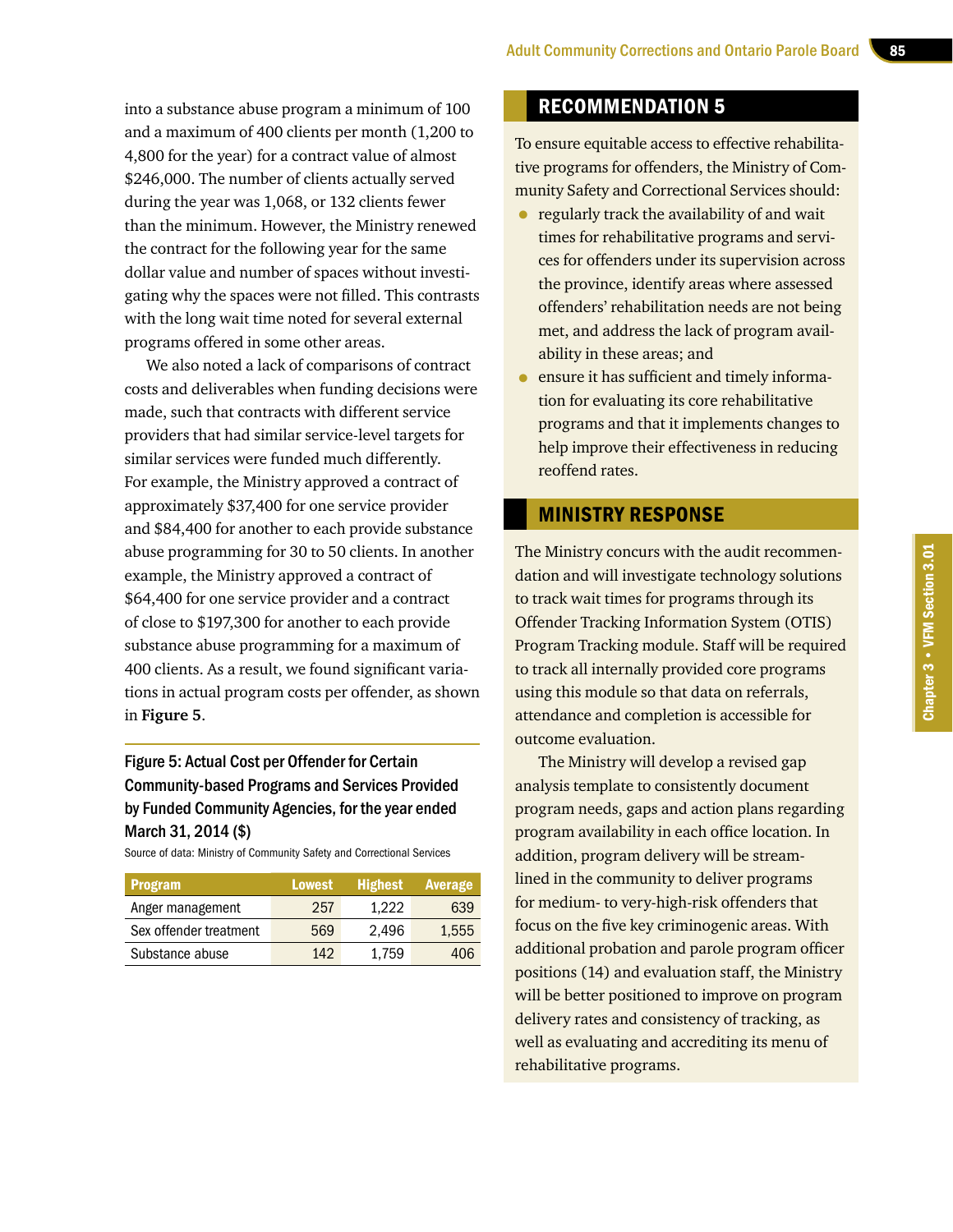into a substance abuse program a minimum of 100 and a maximum of 400 clients per month (1,200 to 4,800 for the year) for a contract value of almost $246,000. The number of clients actually served during the year was 1,068, or 132 clients fewer than the minimum. However, the Ministry renewed the contract for the following year for the same dollar value and number of spaces without investigating why the spaces were not filled. This contrasts with the long wait time noted for several external programs offered in some other areas.

We also noted a lack of comparisons of contract costs and deliverables when funding decisions were made, such that contracts with different service providers that had similar service-level targets for similar services were funded much differently. For example, the Ministry approved a contract of approximately $37,400 for one service provider and $84,400 for another to each provide substance abuse programming for 30 to 50 clients. In another example, the Ministry approved a contract of $64,400 for one service provider and a contract of close to $197,300 for another to each provide substance abuse programming for a maximum of 400 clients. As a result, we found significant variations in actual program costs per offender, as shown in **Figure 5**.

**Figure 5: Actual Cost per Offender for Certain Community-based Programs and Services Provided by Funded Community Agencies, for the year ended March 31, 2014 ($)**

Source of data: Ministry of Community Safety and Correctional Services

| Program | Lowest | Highest | Average |
|---|---|---|---|
| Anger management | 257 | 1,222 | 639 |
| Sex offender treatment | 569 | 2,496 | 1,555 |
| Substance abuse | 142 | 1,759 | 406 |

## RECOMMENDATION 5

To ensure equitable access to effective rehabilitative programs for offenders, the Ministry of Community Safety and Correctional Services should:

- regularly track the availability of and wait times for rehabilitative programs and services for offenders under its supervision across the province, identify areas where assessed offenders' rehabilitation needs are not being met, and address the lack of program availability in these areas; and
- ensure it has sufficient and timely information for evaluating its core rehabilitative programs and that it implements changes to help improve their effectiveness in reducing reoffend rates.

## MINISTRY RESPONSE

The Ministry concurs with the audit recommendation and will investigate technology solutions to track wait times for programs through its Offender Tracking Information System (OTIS) Program Tracking module. Staff will be required to track all internally provided core programs using this module so that data on referrals, attendance and completion is accessible for outcome evaluation.

The Ministry will develop a revised gap analysis template to consistently document program needs, gaps and action plans regarding program availability in each office location. In addition, program delivery will be streamlined in the community to deliver programs for medium- to very-high-risk offenders that focus on the five key criminogenic areas. With additional probation and parole program officer positions (14) and evaluation staff, the Ministry will be better positioned to improve on program delivery rates and consistency of tracking, as well as evaluating and accrediting its menu of rehabilitative programs.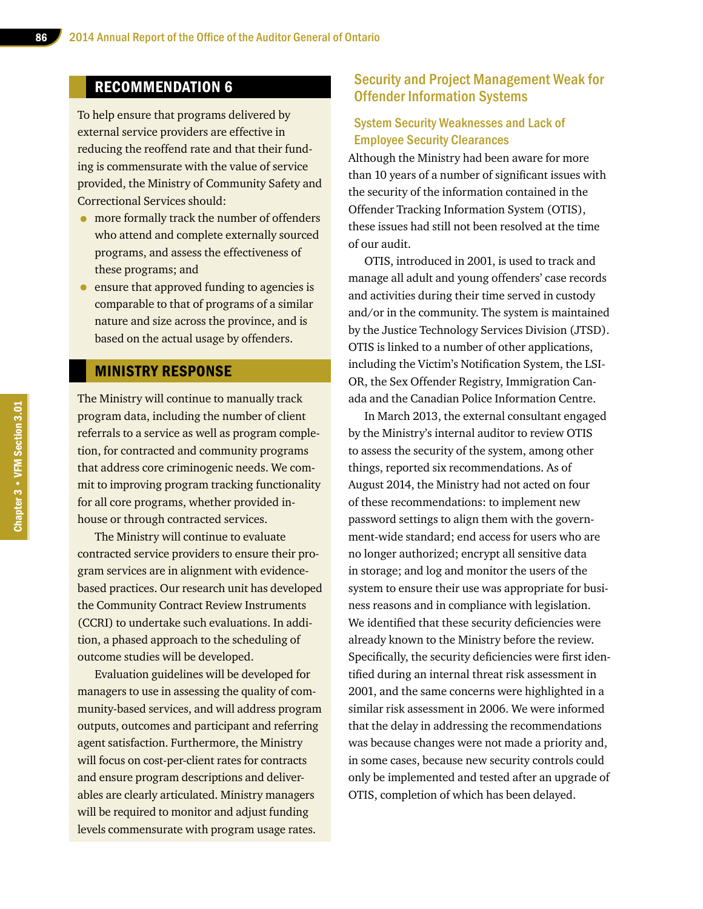## RECOMMENDATION 6

To help ensure that programs delivered by external service providers are effective in reducing the reoffend rate and that their funding is commensurate with the value of service provided, the Ministry of Community Safety and Correctional Services should:

- more formally track the number of offenders who attend and complete externally sourced programs, and assess the effectiveness of these programs; and
- ensure that approved funding to agencies is comparable to that of programs of a similar nature and size across the province, and is based on the actual usage by offenders.

## MINISTRY RESPONSE

The Ministry will continue to manually track program data, including the number of client referrals to a service as well as program completion, for contracted and community programs that address core criminogenic needs. We commit to improving program tracking functionality for all core programs, whether provided in-house or through contracted services.

The Ministry will continue to evaluate contracted service providers to ensure their program services are in alignment with evidence-based practices. Our research unit has developed the Community Contract Review Instruments (CCRI) to undertake such evaluations. In addition, a phased approach to the scheduling of outcome studies will be developed.

Evaluation guidelines will be developed for managers to use in assessing the quality of community-based services, and will address program outputs, outcomes and participant and referring agent satisfaction. Furthermore, the Ministry will focus on cost-per-client rates for contracts and ensure program descriptions and deliverables are clearly articulated. Ministry managers will be required to monitor and adjust funding levels commensurate with program usage rates.

## Security and Project Management Weak for Offender Information Systems

### System Security Weaknesses and Lack of Employee Security Clearances

Although the Ministry had been aware for more than 10 years of a number of significant issues with the security of the information contained in the Offender Tracking Information System (OTIS), these issues had still not been resolved at the time of our audit.

OTIS, introduced in 2001, is used to track and manage all adult and young offenders' case records and activities during their time served in custody and/or in the community. The system is maintained by the Justice Technology Services Division (JTSD). OTIS is linked to a number of other applications, including the Victim's Notification System, the LSI-OR, the Sex Offender Registry, Immigration Canada and the Canadian Police Information Centre.

In March 2013, the external consultant engaged by the Ministry's internal auditor to review OTIS to assess the security of the system, among other things, reported six recommendations. As of August 2014, the Ministry had not acted on four of these recommendations: to implement new password settings to align them with the government-wide standard; end access for users who are no longer authorized; encrypt all sensitive data in storage; and log and monitor the users of the system to ensure their use was appropriate for business reasons and in compliance with legislation. We identified that these security deficiencies were already known to the Ministry before the review. Specifically, the security deficiencies were first identified during an internal threat risk assessment in 2001, and the same concerns were highlighted in a similar risk assessment in 2006. We were informed that the delay in addressing the recommendations was because changes were not made a priority and, in some cases, because new security controls could only be implemented and tested after an upgrade of OTIS, completion of which has been delayed.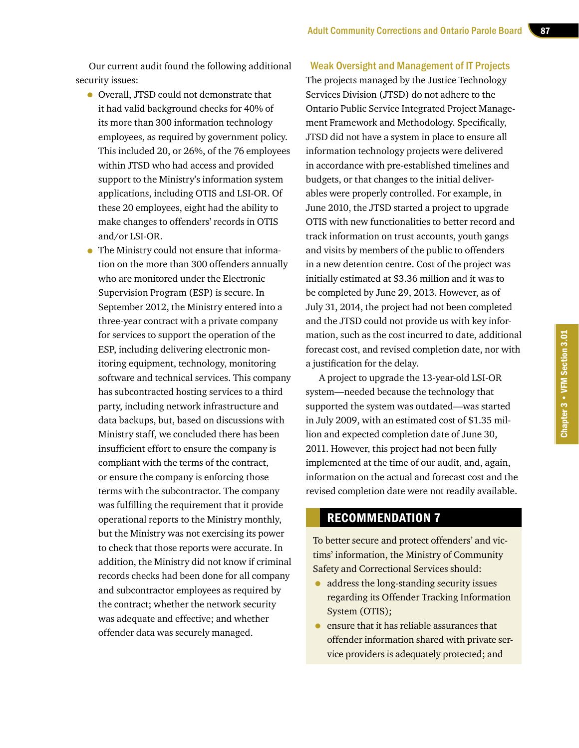Our current audit found the following additional security issues:

- Overall, JTSD could not demonstrate that it had valid background checks for 40% of its more than 300 information technology employees, as required by government policy. This included 20, or 26%, of the 76 employees within JTSD who had access and provided support to the Ministry's information system applications, including OTIS and LSI-OR. Of these 20 employees, eight had the ability to make changes to offenders' records in OTIS and/or LSI-OR.
- The Ministry could not ensure that information on the more than 300 offenders annually who are monitored under the Electronic Supervision Program (ESP) is secure. In September 2012, the Ministry entered into a three-year contract with a private company for services to support the operation of the ESP, including delivering electronic monitoring equipment, technology, monitoring software and technical services. This company has subcontracted hosting services to a third party, including network infrastructure and data backups, but, based on discussions with Ministry staff, we concluded there has been insufficient effort to ensure the company is compliant with the terms of the contract, or ensure the company is enforcing those terms with the subcontractor. The company was fulfilling the requirement that it provide operational reports to the Ministry monthly, but the Ministry was not exercising its power to check that those reports were accurate. In addition, the Ministry did not know if criminal records checks had been done for all company and subcontractor employees as required by the contract; whether the network security was adequate and effective; and whether offender data was securely managed.

### Weak Oversight and Management of IT Projects

The projects managed by the Justice Technology Services Division (JTSD) do not adhere to the Ontario Public Service Integrated Project Management Framework and Methodology. Specifically, JTSD did not have a system in place to ensure all information technology projects were delivered in accordance with pre-established timelines and budgets, or that changes to the initial deliverables were properly controlled. For example, in June 2010, the JTSD started a project to upgrade OTIS with new functionalities to better record and track information on trust accounts, youth gangs and visits by members of the public to offenders in a new detention centre. Cost of the project was initially estimated at $3.36 million and it was to be completed by June 29, 2013. However, as of July 31, 2014, the project had not been completed and the JTSD could not provide us with key information, such as the cost incurred to date, additional forecast cost, and revised completion date, nor with a justification for the delay.

A project to upgrade the 13-year-old LSI-OR system—needed because the technology that supported the system was outdated—was started in July 2009, with an estimated cost of $1.35 million and expected completion date of June 30, 2011. However, this project had not been fully implemented at the time of our audit, and, again, information on the actual and forecast cost and the revised completion date were not readily available.

## RECOMMENDATION 7

To better secure and protect offenders' and victims' information, the Ministry of Community Safety and Correctional Services should:

- address the long-standing security issues regarding its Offender Tracking Information System (OTIS);
- ensure that it has reliable assurances that offender information shared with private service providers is adequately protected; and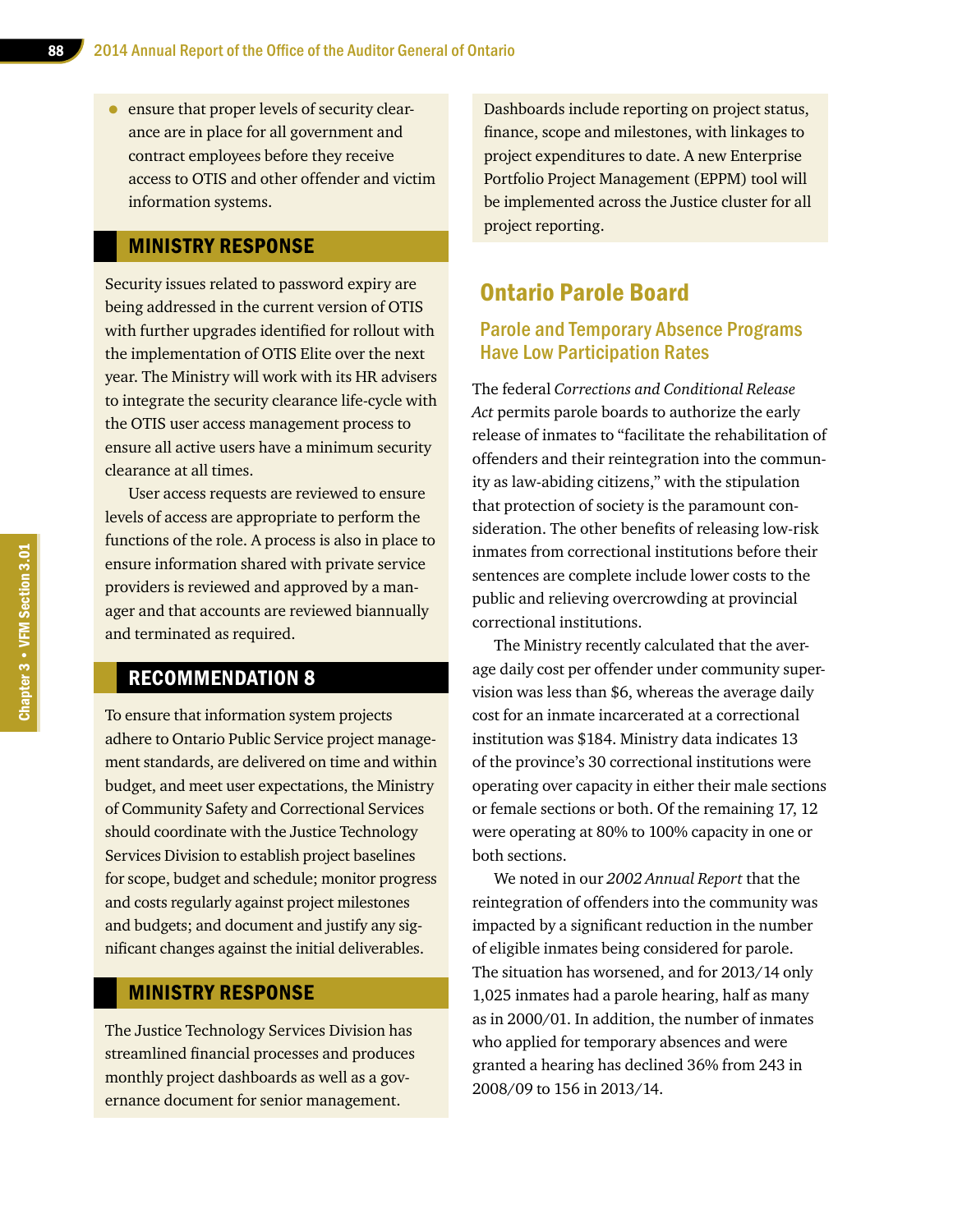- ensure that proper levels of security clearance are in place for all government and contract employees before they receive access to OTIS and other offender and victim information systems.

## MINISTRY RESPONSE

Security issues related to password expiry are being addressed in the current version of OTIS with further upgrades identified for rollout with the implementation of OTIS Elite over the next year. The Ministry will work with its HR advisers to integrate the security clearance life-cycle with the OTIS user access management process to ensure all active users have a minimum security clearance at all times.

User access requests are reviewed to ensure levels of access are appropriate to perform the functions of the role. A process is also in place to ensure information shared with private service providers is reviewed and approved by a manager and that accounts are reviewed biannually and terminated as required.

## RECOMMENDATION 8

To ensure that information system projects adhere to Ontario Public Service project management standards, are delivered on time and within budget, and meet user expectations, the Ministry of Community Safety and Correctional Services should coordinate with the Justice Technology Services Division to establish project baselines for scope, budget and schedule; monitor progress and costs regularly against project milestones and budgets; and document and justify any significant changes against the initial deliverables.

## MINISTRY RESPONSE

The Justice Technology Services Division has streamlined financial processes and produces monthly project dashboards as well as a governance document for senior management. Dashboards include reporting on project status, finance, scope and milestones, with linkages to project expenditures to date. A new Enterprise Portfolio Project Management (EPPM) tool will be implemented across the Justice cluster for all project reporting.

# Ontario Parole Board

## Parole and Temporary Absence Programs Have Low Participation Rates

The federal *Corrections and Conditional Release Act* permits parole boards to authorize the early release of inmates to "facilitate the rehabilitation of offenders and their reintegration into the community as law-abiding citizens," with the stipulation that protection of society is the paramount consideration. The other benefits of releasing low-risk inmates from correctional institutions before their sentences are complete include lower costs to the public and relieving overcrowding at provincial correctional institutions.

The Ministry recently calculated that the average daily cost per offender under community supervision was less than $6, whereas the average daily cost for an inmate incarcerated at a correctional institution was $184. Ministry data indicates 13 of the province's 30 correctional institutions were operating over capacity in either their male sections or female sections or both. Of the remaining 17, 12 were operating at 80% to 100% capacity in one or both sections.

We noted in our *2002 Annual Report* that the reintegration of offenders into the community was impacted by a significant reduction in the number of eligible inmates being considered for parole. The situation has worsened, and for 2013/14 only 1,025 inmates had a parole hearing, half as many as in 2000/01. In addition, the number of inmates who applied for temporary absences and were granted a hearing has declined 36% from 243 in 2008/09 to 156 in 2013/14.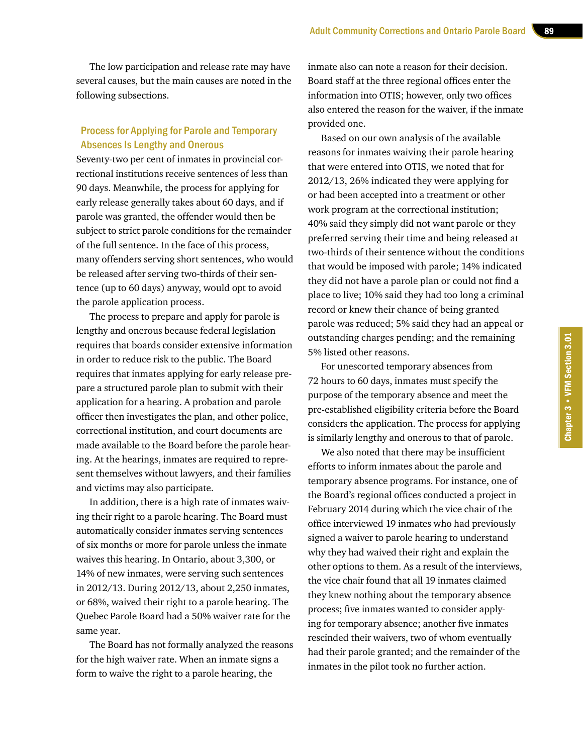The low participation and release rate may have several causes, but the main causes are noted in the following subsections.

### Process for Applying for Parole and Temporary Absences Is Lengthy and Onerous

Seventy-two per cent of inmates in provincial correctional institutions receive sentences of less than 90 days. Meanwhile, the process for applying for early release generally takes about 60 days, and if parole was granted, the offender would then be subject to strict parole conditions for the remainder of the full sentence. In the face of this process, many offenders serving short sentences, who would be released after serving two-thirds of their sentence (up to 60 days) anyway, would opt to avoid the parole application process.

The process to prepare and apply for parole is lengthy and onerous because federal legislation requires that boards consider extensive information in order to reduce risk to the public. The Board requires that inmates applying for early release prepare a structured parole plan to submit with their application for a hearing. A probation and parole officer then investigates the plan, and other police, correctional institution, and court documents are made available to the Board before the parole hearing. At the hearings, inmates are required to represent themselves without lawyers, and their families and victims may also participate.

In addition, there is a high rate of inmates waiving their right to a parole hearing. The Board must automatically consider inmates serving sentences of six months or more for parole unless the inmate waives this hearing. In Ontario, about 3,300, or 14% of new inmates, were serving such sentences in 2012/13. During 2012/13, about 2,250 inmates, or 68%, waived their right to a parole hearing. The Quebec Parole Board had a 50% waiver rate for the same year.

The Board has not formally analyzed the reasons for the high waiver rate. When an inmate signs a form to waive the right to a parole hearing, the inmate also can note a reason for their decision. Board staff at the three regional offices enter the information into OTIS; however, only two offices also entered the reason for the waiver, if the inmate provided one.

Based on our own analysis of the available reasons for inmates waiving their parole hearing that were entered into OTIS, we noted that for 2012/13, 26% indicated they were applying for or had been accepted into a treatment or other work program at the correctional institution; 40% said they simply did not want parole or they preferred serving their time and being released at two-thirds of their sentence without the conditions that would be imposed with parole; 14% indicated they did not have a parole plan or could not find a place to live; 10% said they had too long a criminal record or knew their chance of being granted parole was reduced; 5% said they had an appeal or outstanding charges pending; and the remaining 5% listed other reasons.

For unescorted temporary absences from 72 hours to 60 days, inmates must specify the purpose of the temporary absence and meet the pre-established eligibility criteria before the Board considers the application. The process for applying is similarly lengthy and onerous to that of parole.

We also noted that there may be insufficient efforts to inform inmates about the parole and temporary absence programs. For instance, one of the Board's regional offices conducted a project in February 2014 during which the vice chair of the office interviewed 19 inmates who had previously signed a waiver to parole hearing to understand why they had waived their right and explain the other options to them. As a result of the interviews, the vice chair found that all 19 inmates claimed they knew nothing about the temporary absence process; five inmates wanted to consider applying for temporary absence; another five inmates rescinded their waivers, two of whom eventually had their parole granted; and the remainder of the inmates in the pilot took no further action.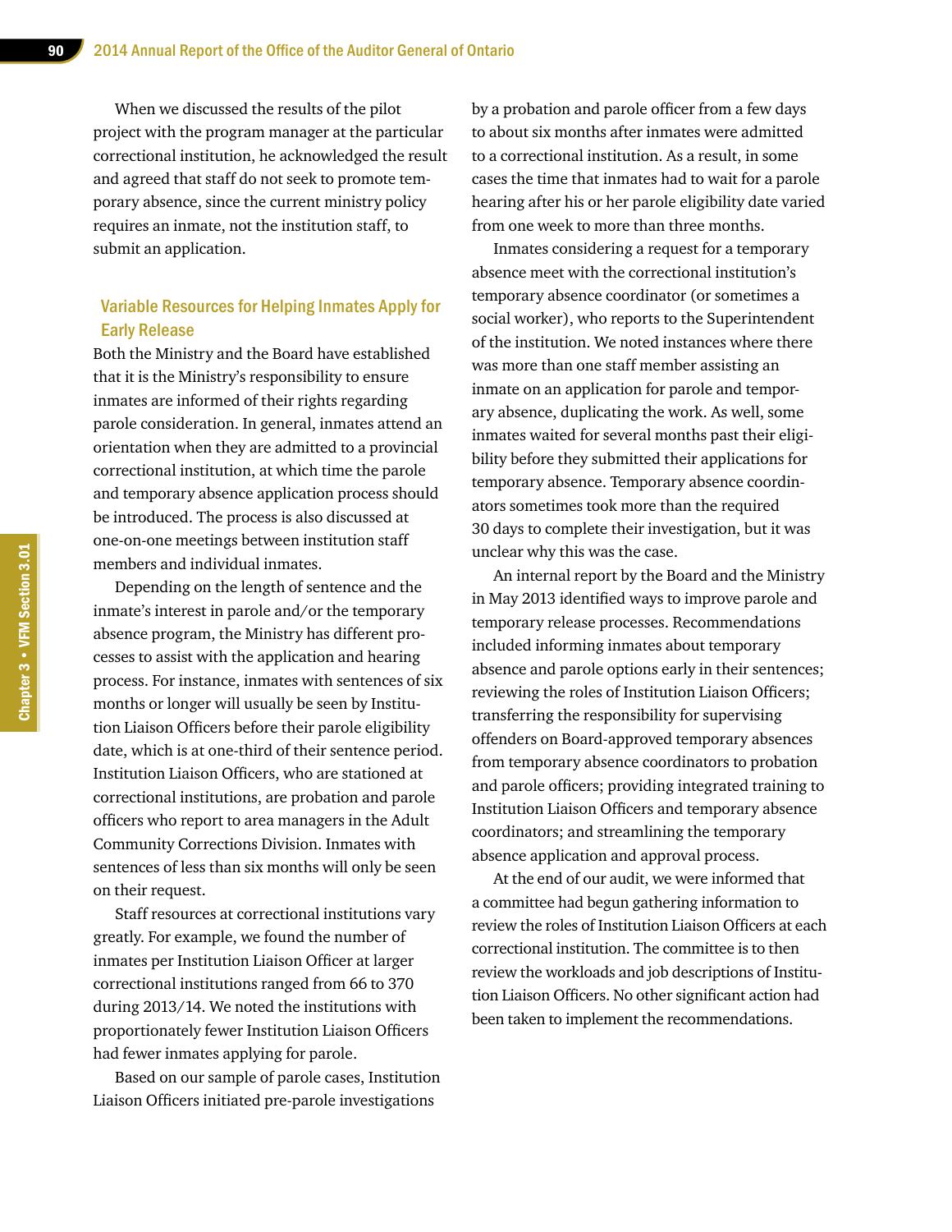When we discussed the results of the pilot project with the program manager at the particular correctional institution, he acknowledged the result and agreed that staff do not seek to promote temporary absence, since the current ministry policy requires an inmate, not the institution staff, to submit an application.

### Variable Resources for Helping Inmates Apply for Early Release

Both the Ministry and the Board have established that it is the Ministry's responsibility to ensure inmates are informed of their rights regarding parole consideration. In general, inmates attend an orientation when they are admitted to a provincial correctional institution, at which time the parole and temporary absence application process should be introduced. The process is also discussed at one-on-one meetings between institution staff members and individual inmates.

Depending on the length of sentence and the inmate's interest in parole and/or the temporary absence program, the Ministry has different processes to assist with the application and hearing process. For instance, inmates with sentences of six months or longer will usually be seen by Institution Liaison Officers before their parole eligibility date, which is at one-third of their sentence period. Institution Liaison Officers, who are stationed at correctional institutions, are probation and parole officers who report to area managers in the Adult Community Corrections Division. Inmates with sentences of less than six months will only be seen on their request.

Staff resources at correctional institutions vary greatly. For example, we found the number of inmates per Institution Liaison Officer at larger correctional institutions ranged from 66 to 370 during 2013/14. We noted the institutions with proportionately fewer Institution Liaison Officers had fewer inmates applying for parole.

Based on our sample of parole cases, Institution Liaison Officers initiated pre-parole investigations by a probation and parole officer from a few days to about six months after inmates were admitted to a correctional institution. As a result, in some cases the time that inmates had to wait for a parole hearing after his or her parole eligibility date varied from one week to more than three months.

Inmates considering a request for a temporary absence meet with the correctional institution's temporary absence coordinator (or sometimes a social worker), who reports to the Superintendent of the institution. We noted instances where there was more than one staff member assisting an inmate on an application for parole and temporary absence, duplicating the work. As well, some inmates waited for several months past their eligibility before they submitted their applications for temporary absence. Temporary absence coordinators sometimes took more than the required 30 days to complete their investigation, but it was unclear why this was the case.

An internal report by the Board and the Ministry in May 2013 identified ways to improve parole and temporary release processes. Recommendations included informing inmates about temporary absence and parole options early in their sentences; reviewing the roles of Institution Liaison Officers; transferring the responsibility for supervising offenders on Board-approved temporary absences from temporary absence coordinators to probation and parole officers; providing integrated training to Institution Liaison Officers and temporary absence coordinators; and streamlining the temporary absence application and approval process.

At the end of our audit, we were informed that a committee had begun gathering information to review the roles of Institution Liaison Officers at each correctional institution. The committee is to then review the workloads and job descriptions of Institution Liaison Officers. No other significant action had been taken to implement the recommendations.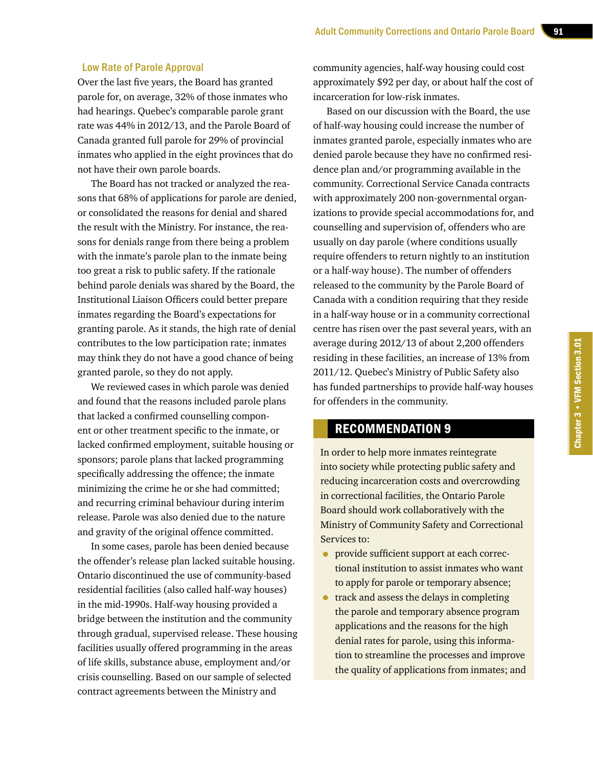### Low Rate of Parole Approval

Over the last five years, the Board has granted parole for, on average, 32% of those inmates who had hearings. Quebec's comparable parole grant rate was 44% in 2012/13, and the Parole Board of Canada granted full parole for 29% of provincial inmates who applied in the eight provinces that do not have their own parole boards.

The Board has not tracked or analyzed the reasons that 68% of applications for parole are denied, or consolidated the reasons for denial and shared the result with the Ministry. For instance, the reasons for denials range from there being a problem with the inmate's parole plan to the inmate being too great a risk to public safety. If the rationale behind parole denials was shared by the Board, the Institutional Liaison Officers could better prepare inmates regarding the Board's expectations for granting parole. As it stands, the high rate of denial contributes to the low participation rate; inmates may think they do not have a good chance of being granted parole, so they do not apply.

We reviewed cases in which parole was denied and found that the reasons included parole plans that lacked a confirmed counselling component or other treatment specific to the inmate, or lacked confirmed employment, suitable housing or sponsors; parole plans that lacked programming specifically addressing the offence; the inmate minimizing the crime he or she had committed; and recurring criminal behaviour during interim release. Parole was also denied due to the nature and gravity of the original offence committed.

In some cases, parole has been denied because the offender's release plan lacked suitable housing. Ontario discontinued the use of community-based residential facilities (also called half-way houses) in the mid-1990s. Half-way housing provided a bridge between the institution and the community through gradual, supervised release. These housing facilities usually offered programming in the areas of life skills, substance abuse, employment and/or crisis counselling. Based on our sample of selected contract agreements between the Ministry and community agencies, half-way housing could cost approximately $92 per day, or about half the cost of incarceration for low-risk inmates.

Based on our discussion with the Board, the use of half-way housing could increase the number of inmates granted parole, especially inmates who are denied parole because they have no confirmed residence plan and/or programming available in the community. Correctional Service Canada contracts with approximately 200 non-governmental organizations to provide special accommodations for, and counselling and supervision of, offenders who are usually on day parole (where conditions usually require offenders to return nightly to an institution or a half-way house). The number of offenders released to the community by the Parole Board of Canada with a condition requiring that they reside in a half-way house or in a community correctional centre has risen over the past several years, with an average during 2012/13 of about 2,200 offenders residing in these facilities, an increase of 13% from 2011/12. Quebec's Ministry of Public Safety also has funded partnerships to provide half-way houses for offenders in the community.

## RECOMMENDATION 9

In order to help more inmates reintegrate into society while protecting public safety and reducing incarceration costs and overcrowding in correctional facilities, the Ontario Parole Board should work collaboratively with the Ministry of Community Safety and Correctional Services to:

- provide sufficient support at each correctional institution to assist inmates who want to apply for parole or temporary absence;
- track and assess the delays in completing the parole and temporary absence program applications and the reasons for the high denial rates for parole, using this information to streamline the processes and improve the quality of applications from inmates; and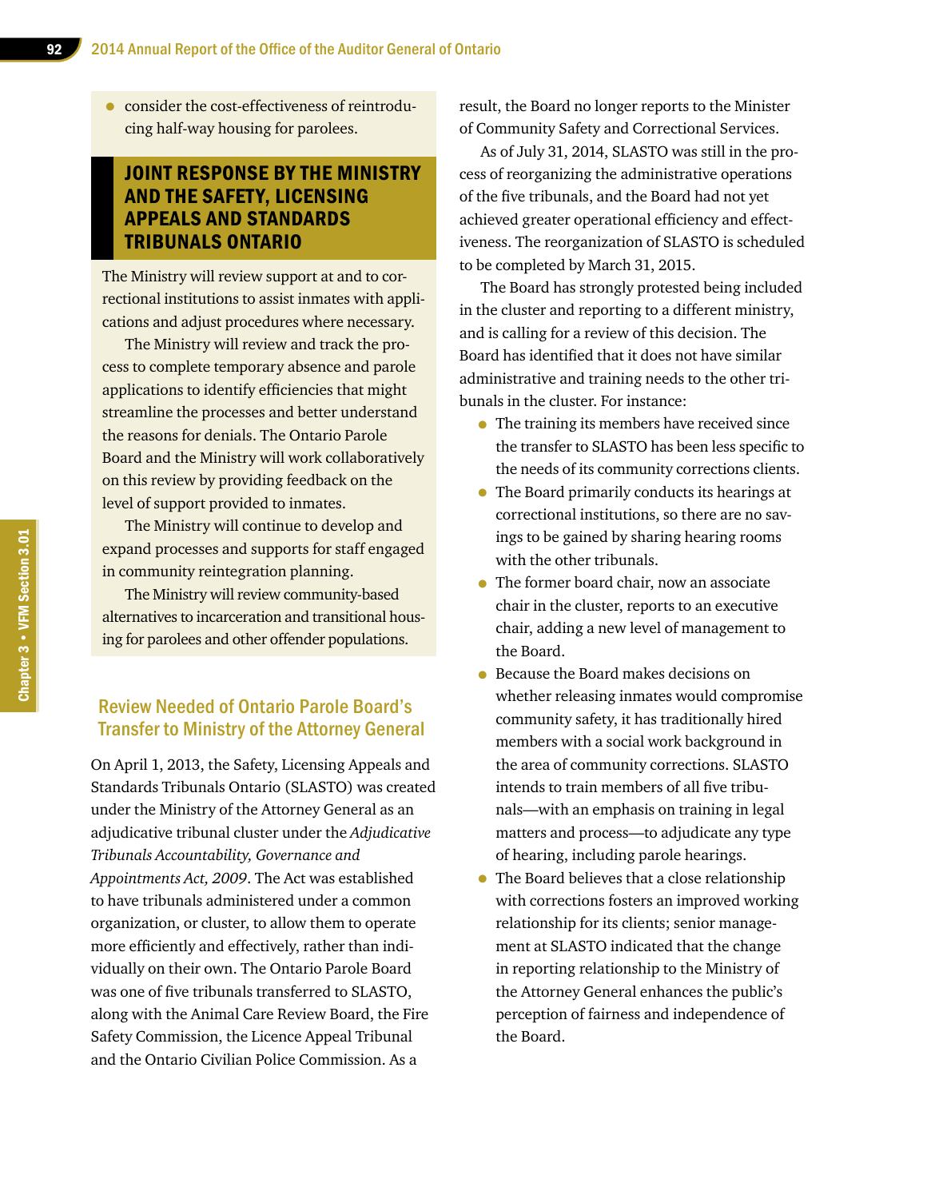- consider the cost-effectiveness of reintroducing half-way housing for parolees.

## JOINT RESPONSE BY THE MINISTRY AND THE SAFETY, LICENSING APPEALS AND STANDARDS TRIBUNALS ONTARIO

The Ministry will review support at and to correctional institutions to assist inmates with applications and adjust procedures where necessary.

The Ministry will review and track the process to complete temporary absence and parole applications to identify efficiencies that might streamline the processes and better understand the reasons for denials. The Ontario Parole Board and the Ministry will work collaboratively on this review by providing feedback on the level of support provided to inmates.

The Ministry will continue to develop and expand processes and supports for staff engaged in community reintegration planning.

The Ministry will review community-based alternatives to incarceration and transitional housing for parolees and other offender populations.

## Review Needed of Ontario Parole Board's Transfer to Ministry of the Attorney General

On April 1, 2013, the Safety, Licensing Appeals and Standards Tribunals Ontario (SLASTO) was created under the Ministry of the Attorney General as an adjudicative tribunal cluster under the *Adjudicative Tribunals Accountability, Governance and Appointments Act, 2009*. The Act was established to have tribunals administered under a common organization, or cluster, to allow them to operate more efficiently and effectively, rather than individually on their own. The Ontario Parole Board was one of five tribunals transferred to SLASTO, along with the Animal Care Review Board, the Fire Safety Commission, the Licence Appeal Tribunal and the Ontario Civilian Police Commission. As a result, the Board no longer reports to the Minister of Community Safety and Correctional Services.

As of July 31, 2014, SLASTO was still in the process of reorganizing the administrative operations of the five tribunals, and the Board had not yet achieved greater operational efficiency and effectiveness. The reorganization of SLASTO is scheduled to be completed by March 31, 2015.

The Board has strongly protested being included in the cluster and reporting to a different ministry, and is calling for a review of this decision. The Board has identified that it does not have similar administrative and training needs to the other tribunals in the cluster. For instance:

- The training its members have received since the transfer to SLASTO has been less specific to the needs of its community corrections clients.
- The Board primarily conducts its hearings at correctional institutions, so there are no savings to be gained by sharing hearing rooms with the other tribunals.
- The former board chair, now an associate chair in the cluster, reports to an executive chair, adding a new level of management to the Board.
- Because the Board makes decisions on whether releasing inmates would compromise community safety, it has traditionally hired members with a social work background in the area of community corrections. SLASTO intends to train members of all five tribunals—with an emphasis on training in legal matters and process—to adjudicate any type of hearing, including parole hearings.
- The Board believes that a close relationship with corrections fosters an improved working relationship for its clients; senior management at SLASTO indicated that the change in reporting relationship to the Ministry of the Attorney General enhances the public's perception of fairness and independence of the Board.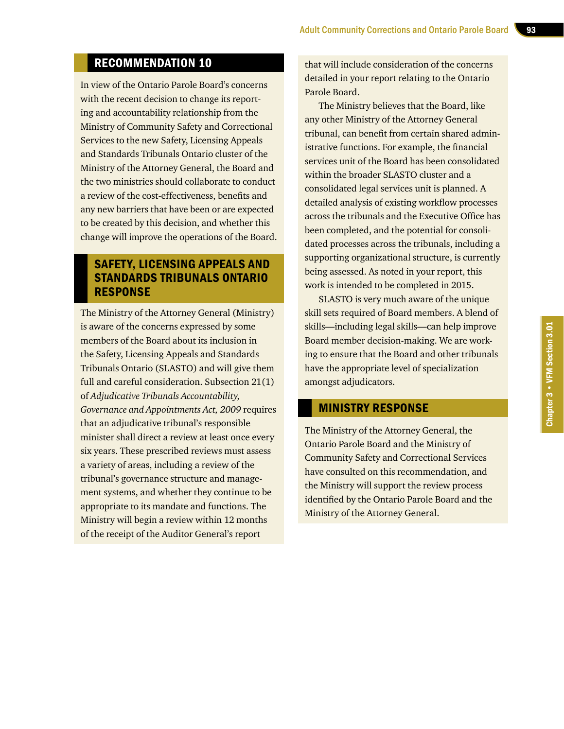## RECOMMENDATION 10

In view of the Ontario Parole Board's concerns with the recent decision to change its reporting and accountability relationship from the Ministry of Community Safety and Correctional Services to the new Safety, Licensing Appeals and Standards Tribunals Ontario cluster of the Ministry of the Attorney General, the Board and the two ministries should collaborate to conduct a review of the cost-effectiveness, benefits and any new barriers that have been or are expected to be created by this decision, and whether this change will improve the operations of the Board.

## SAFETY, LICENSING APPEALS AND STANDARDS TRIBUNALS ONTARIO RESPONSE

The Ministry of the Attorney General (Ministry) is aware of the concerns expressed by some members of the Board about its inclusion in the Safety, Licensing Appeals and Standards Tribunals Ontario (SLASTO) and will give them full and careful consideration. Subsection 21(1) of *Adjudicative Tribunals Accountability, Governance and Appointments Act, 2009* requires that an adjudicative tribunal's responsible minister shall direct a review at least once every six years. These prescribed reviews must assess a variety of areas, including a review of the tribunal's governance structure and management systems, and whether they continue to be appropriate to its mandate and functions. The Ministry will begin a review within 12 months of the receipt of the Auditor General's report that will include consideration of the concerns detailed in your report relating to the Ontario Parole Board.

The Ministry believes that the Board, like any other Ministry of the Attorney General tribunal, can benefit from certain shared administrative functions. For example, the financial services unit of the Board has been consolidated within the broader SLASTO cluster and a consolidated legal services unit is planned. A detailed analysis of existing workflow processes across the tribunals and the Executive Office has been completed, and the potential for consolidated processes across the tribunals, including a supporting organizational structure, is currently being assessed. As noted in your report, this work is intended to be completed in 2015.

SLASTO is very much aware of the unique skill sets required of Board members. A blend of skills—including legal skills—can help improve Board member decision-making. We are working to ensure that the Board and other tribunals have the appropriate level of specialization amongst adjudicators.

## MINISTRY RESPONSE

The Ministry of the Attorney General, the Ontario Parole Board and the Ministry of Community Safety and Correctional Services have consulted on this recommendation, and the Ministry will support the review process identified by the Ontario Parole Board and the Ministry of the Attorney General.